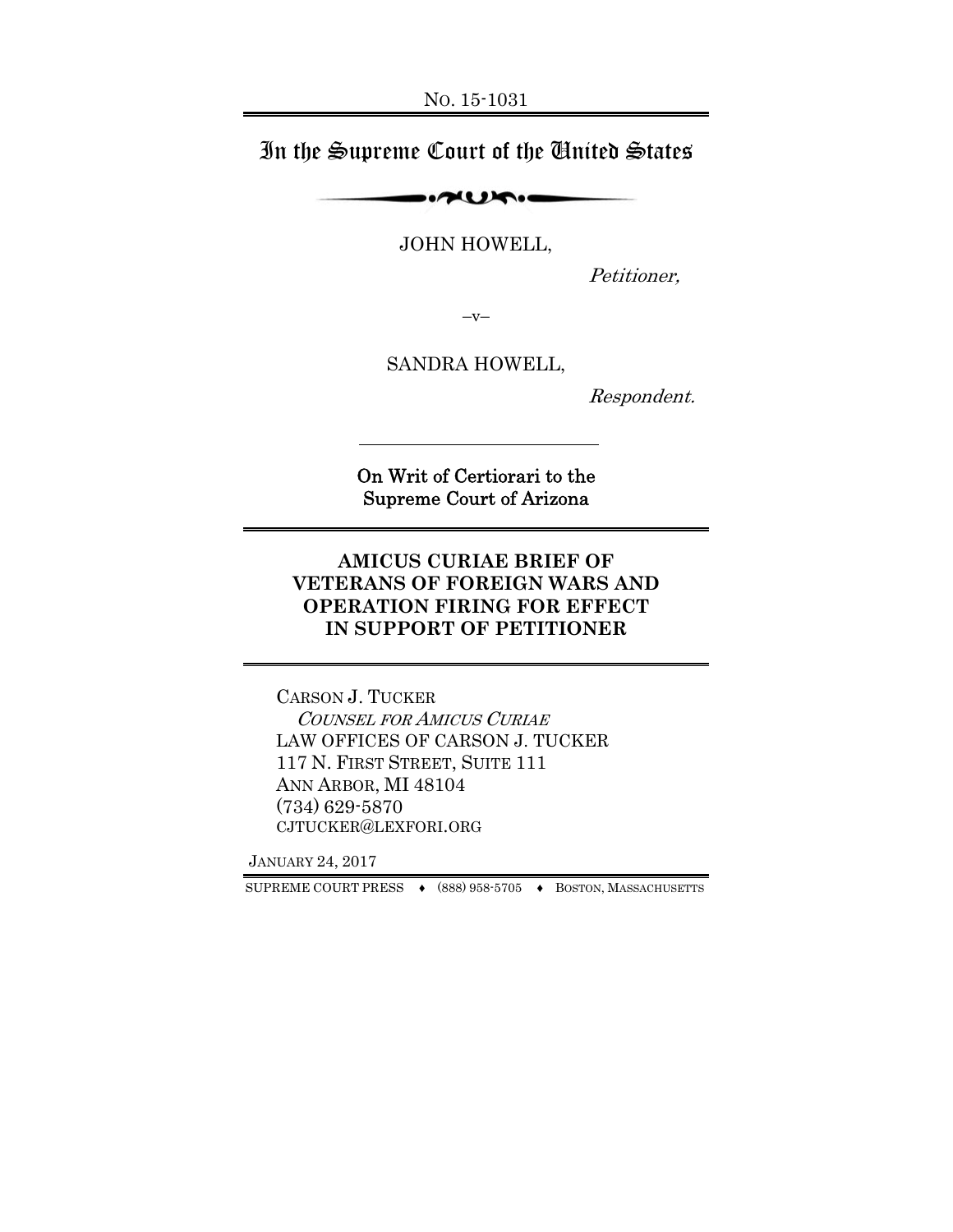No. 15-1031

# In the Supreme Court of the United States

JOHN HOWELL,

*Petitioner,*

–v–

SANDRA HOWELL,

*Respondent.*

On Writ of Certiorari to the Supreme Court of Arizona

## AMICUS CURIAE BRIEF OF VETERANS OF FOREIGN WARS AND OPERATION FIRING FOR EFFECT IN SUPPORT OF PETITIONER

CARSON J. TUCKER
*COUNSEL FOR AMICUS CURIAE*
LAW OFFICES OF CARSON J. TUCKER
117 N. FIRST STREET, SUITE 111
ANN ARBOR, MI 48104
(734) 629-5870
CJTUCKER@LEXFORI.ORG

JANUARY 24, 2017

SUPREME COURT PRESS ♦ (888) 958-5705 ♦ BOSTON, MASSACHUSETTS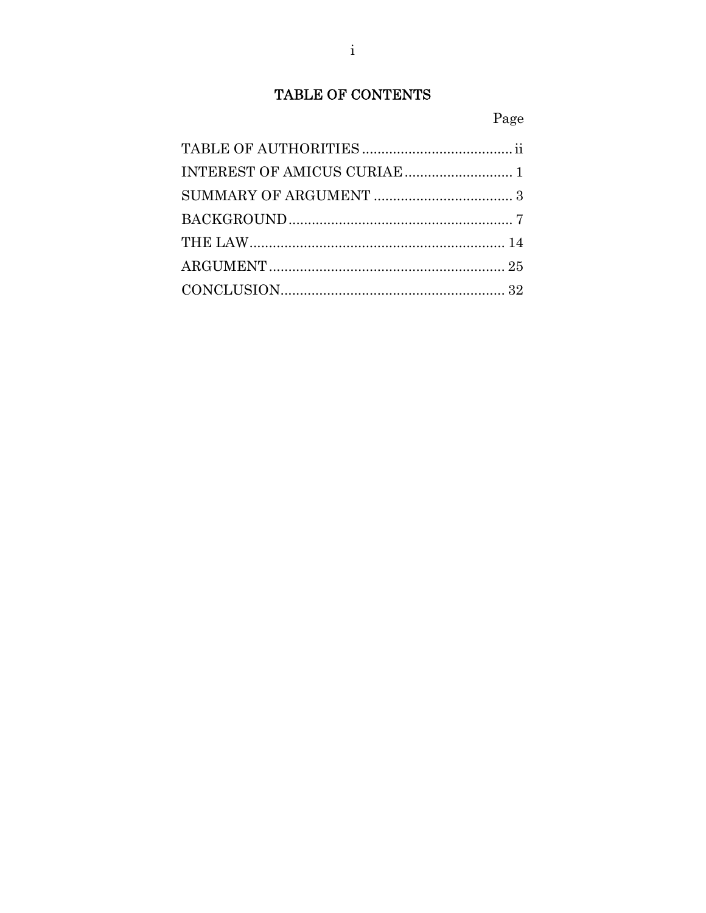# TABLE OF CONTENTS

| | Page |
|---|---|
| TABLE OF AUTHORITIES | ii |
| INTEREST OF AMICUS CURIAE | 1 |
| SUMMARY OF ARGUMENT | 3 |
| BACKGROUND | 7 |
| THE LAW | 14 |
| ARGUMENT | 25 |
| CONCLUSION | 32 |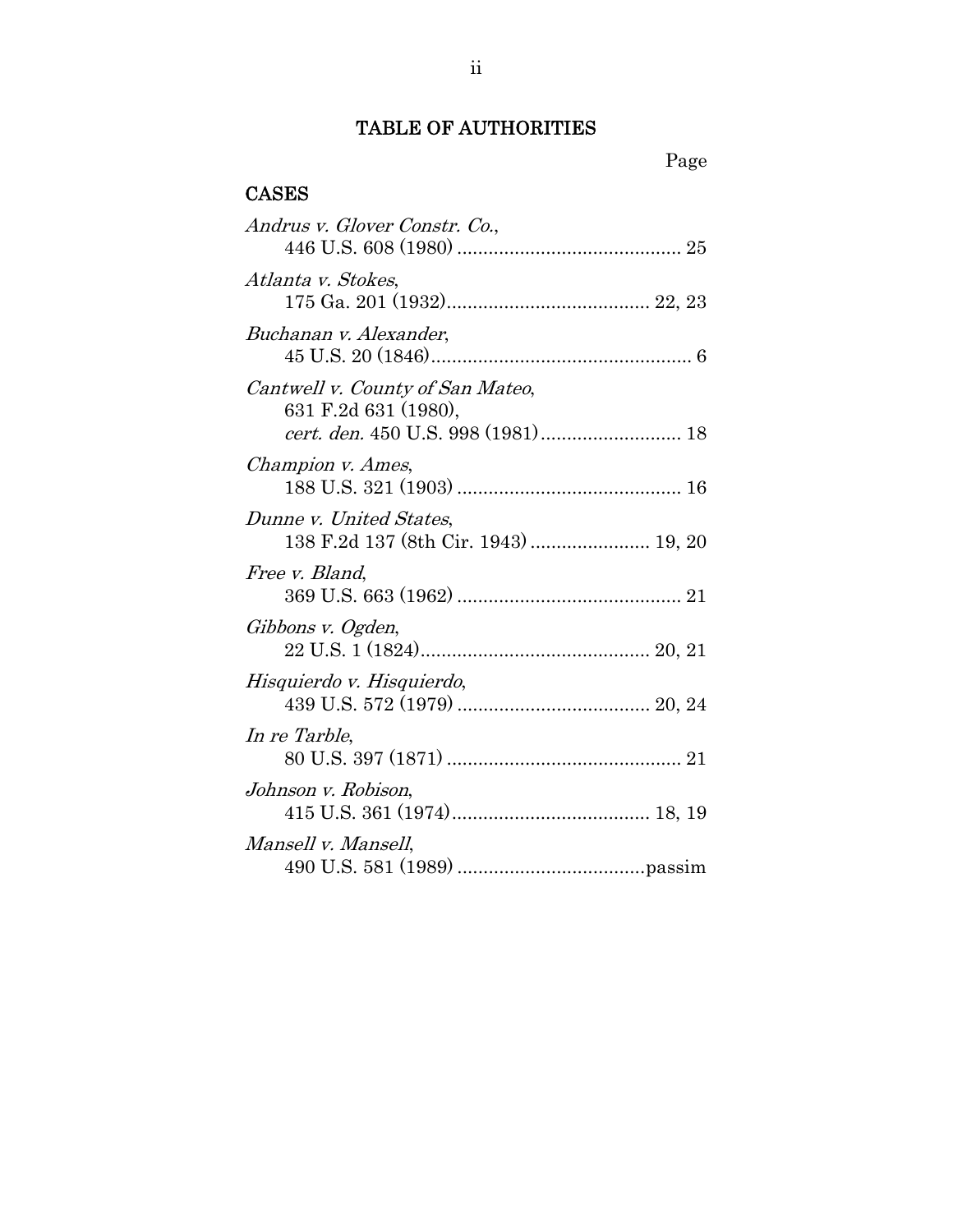# TABLE OF AUTHORITIES

Page

## CASES

*Andrus v. Glover Constr. Co.*,
446 U.S. 608 (1980) .......................................... 25

*Atlanta v. Stokes*,
175 Ga. 201 (1932)...................................... 22, 23

*Buchanan v. Alexander*,
45 U.S. 20 (1846)................................................. 6

*Cantwell v. County of San Mateo*,
631 F.2d 631 (1980),
*cert. den.* 450 U.S. 998 (1981).......................... 18

*Champion v. Ames*,
188 U.S. 321 (1903) .......................................... 16

*Dunne v. United States*,
138 F.2d 137 (8th Cir. 1943) ...................... 19, 20

*Free v. Bland*,
369 U.S. 663 (1962) .......................................... 21

*Gibbons v. Ogden*,
22 U.S. 1 (1824)........................................... 20, 21

*Hisquierdo v. Hisquierdo*,
439 U.S. 572 (1979) .................................... 20, 24

*In re Tarble*,
80 U.S. 397 (1871) ............................................ 21

*Johnson v. Robison*,
415 U.S. 361 (1974)..................................... 18, 19

*Mansell v. Mansell*,
490 U.S. 581 (1989) ...................................passim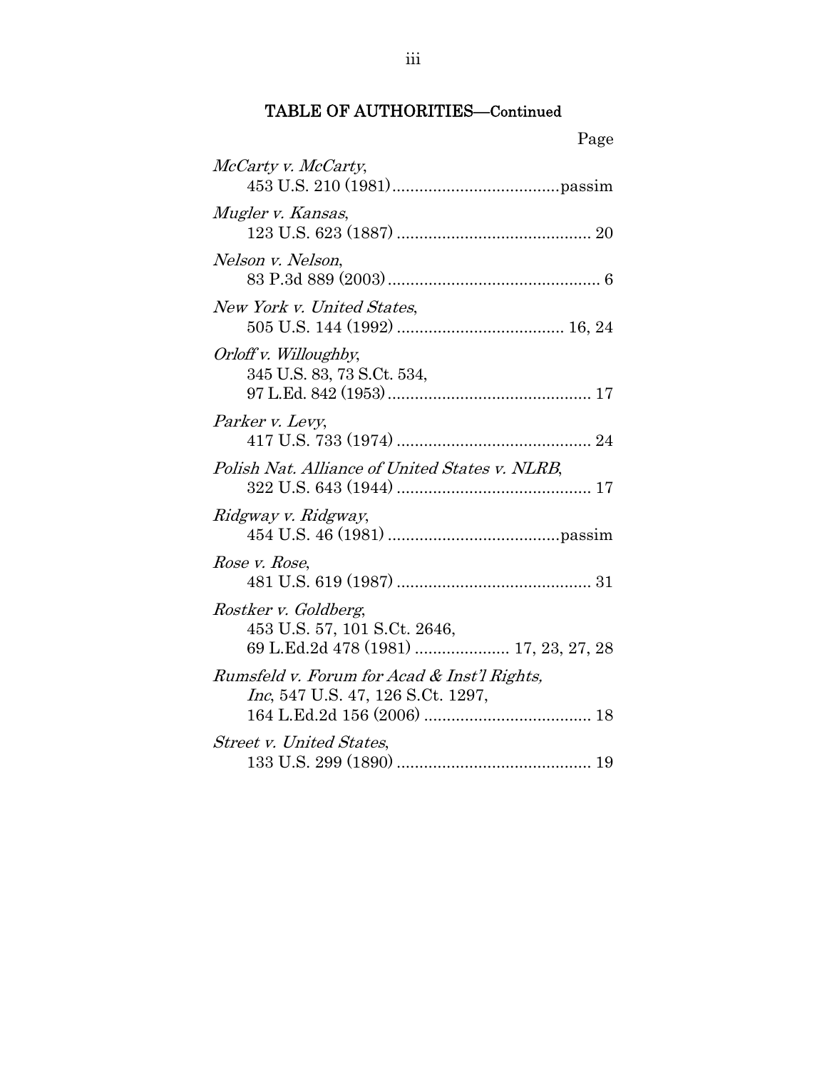## TABLE OF AUTHORITIES—Continued

Page

*McCarty v. McCarty*,
453 U.S. 210 (1981)....................................passim

*Mugler v. Kansas*,
123 U.S. 623 (1887) .......................................... 20

*Nelson v. Nelson*,
83 P.3d 889 (2003)............................................... 6

*New York v. United States*,
505 U.S. 144 (1992) .................................... 16, 24

*Orloff v. Willoughby*,
345 U.S. 83, 73 S.Ct. 534,
97 L.Ed. 842 (1953)............................................ 17

*Parker v. Levy*,
417 U.S. 733 (1974) .......................................... 24

*Polish Nat. Alliance of United States v. NLRB*,
322 U.S. 643 (1944) .......................................... 17

*Ridgway v. Ridgway*,
454 U.S. 46 (1981) .....................................passim

*Rose v. Rose*,
481 U.S. 619 (1987) .......................................... 31

*Rostker v. Goldberg*,
453 U.S. 57, 101 S.Ct. 2646,
69 L.Ed.2d 478 (1981) .................... 17, 23, 27, 28

*Rumsfeld v. Forum for Acad & Inst'l Rights, Inc*, 547 U.S. 47, 126 S.Ct. 1297,
164 L.Ed.2d 156 (2006) .................................... 18

*Street v. United States*,
133 U.S. 299 (1890) .......................................... 19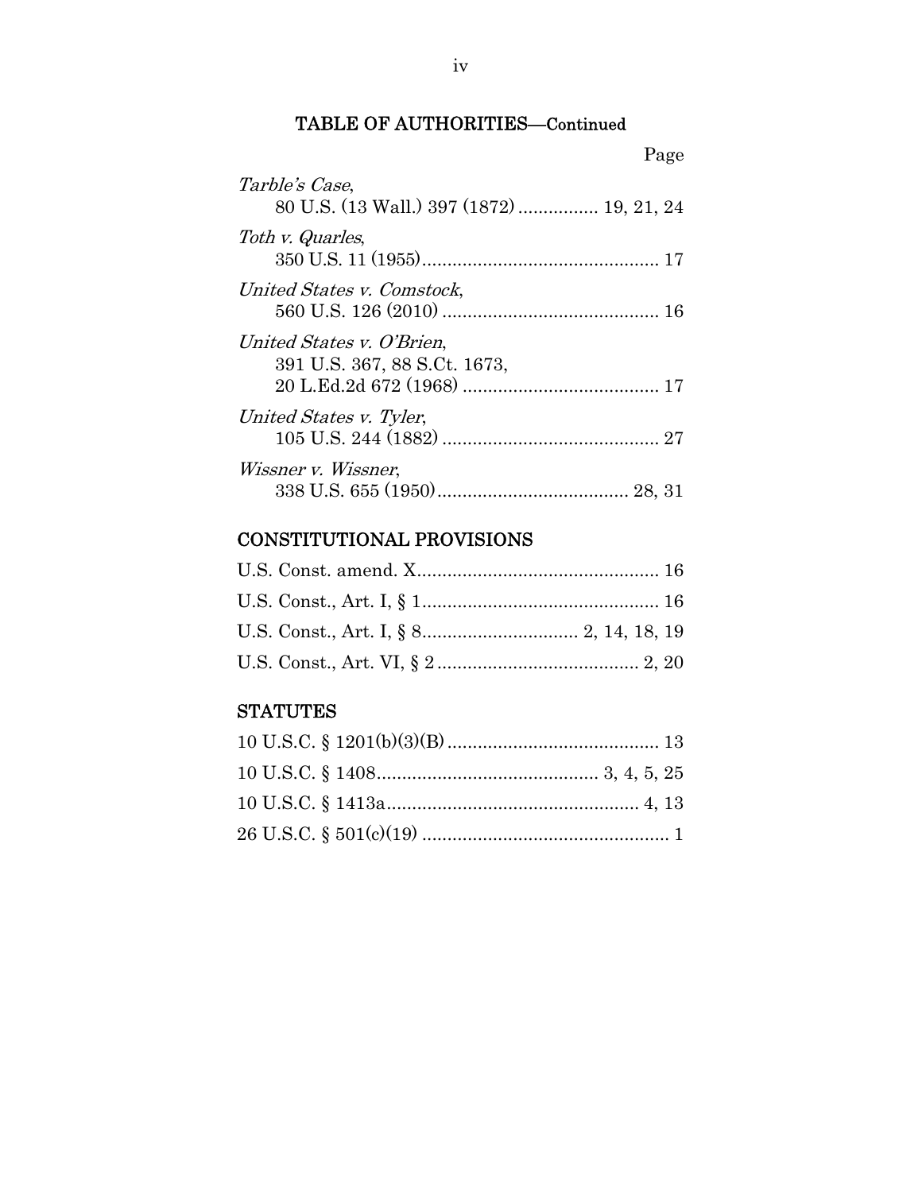## TABLE OF AUTHORITIES—Continued

| | Page |
|---|---|
| *Tarble's Case*, 80 U.S. (13 Wall.) 397 (1872) | 19, 21, 24 |
| *Toth v. Quarles*, 350 U.S. 11 (1955) | 17 |
| *United States v. Comstock*, 560 U.S. 126 (2010) | 16 |
| *United States v. O'Brien*, 391 U.S. 367, 88 S.Ct. 1673, 20 L.Ed.2d 672 (1968) | 17 |
| *United States v. Tyler*, 105 U.S. 244 (1882) | 27 |
| *Wissner v. Wissner*, 338 U.S. 655 (1950) | 28, 31 |

### CONSTITUTIONAL PROVISIONS

| | |
|---|---|
| U.S. Const. amend. X | 16 |
| U.S. Const., Art. I, § 1 | 16 |
| U.S. Const., Art. I, § 8 | 2, 14, 18, 19 |
| U.S. Const., Art. VI, § 2 | 2, 20 |

### STATUTES

| | |
|---|---|
| 10 U.S.C. § 1201(b)(3)(B) | 13 |
| 10 U.S.C. § 1408 | 3, 4, 5, 25 |
| 10 U.S.C. § 1413a | 4, 13 |
| 26 U.S.C. § 501(c)(19) | 1 |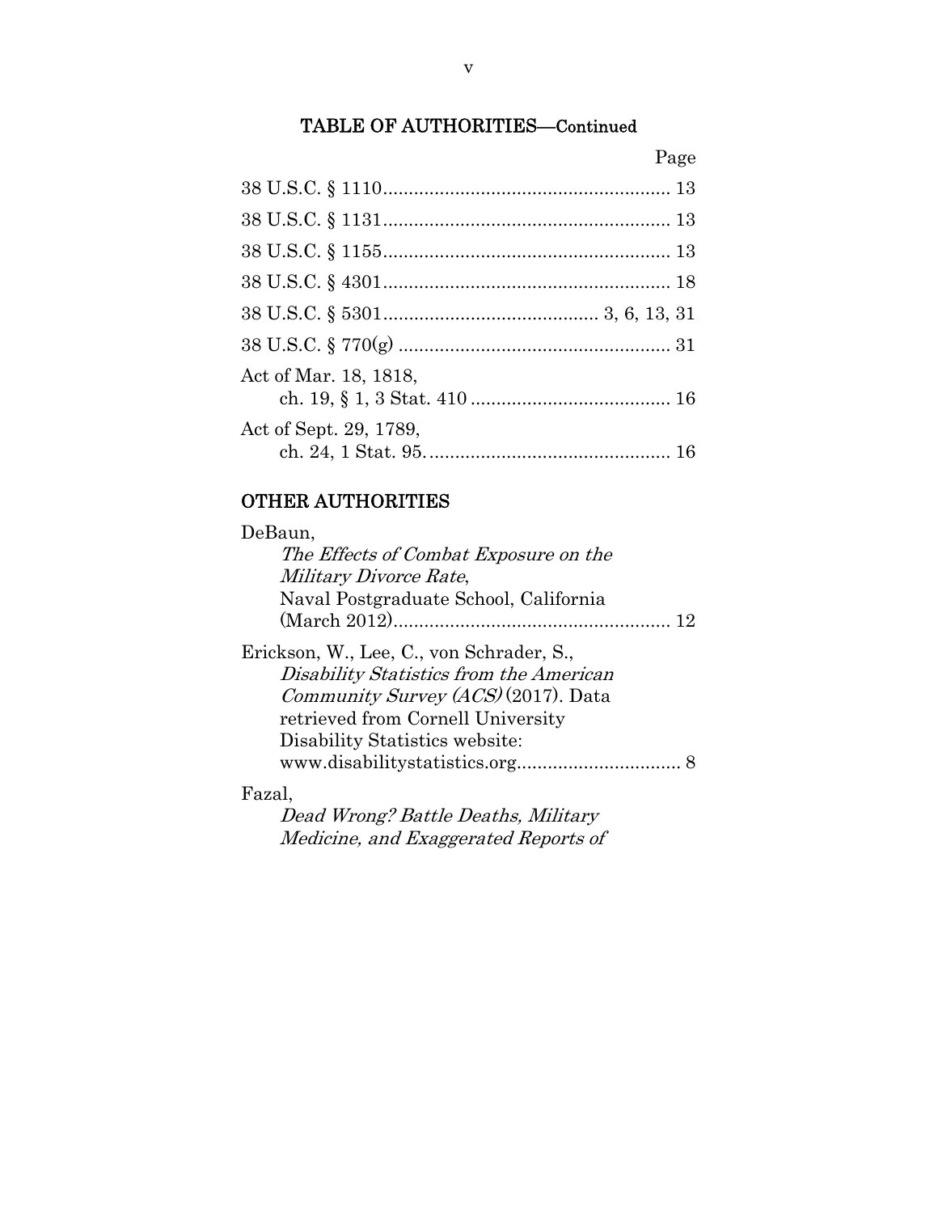TABLE OF AUTHORITIES—Continued

Page

38 U.S.C. § 1110........................................................ 13

38 U.S.C. § 1131........................................................ 13

38 U.S.C. § 1155........................................................ 13

38 U.S.C. § 4301........................................................ 18

38 U.S.C. § 5301.......................................... 3, 6, 13, 31

38 U.S.C. § 770(g) ..................................................... 31

Act of Mar. 18, 1818,
ch. 19, § 1, 3 Stat. 410 ....................................... 16

Act of Sept. 29, 1789,
ch. 24, 1 Stat. 95................................................ 16

## OTHER AUTHORITIES

DeBaun,
*The Effects of Combat Exposure on the Military Divorce Rate*,
Naval Postgraduate School, California
(March 2012)...................................................... 12

Erickson, W., Lee, C., von Schrader, S.,
*Disability Statistics from the American Community Survey (ACS)* (2017). Data retrieved from Cornell University Disability Statistics website:
www.disabilitystatistics.org................................ 8

Fazal,
*Dead Wrong? Battle Deaths, Military Medicine, and Exaggerated Reports of*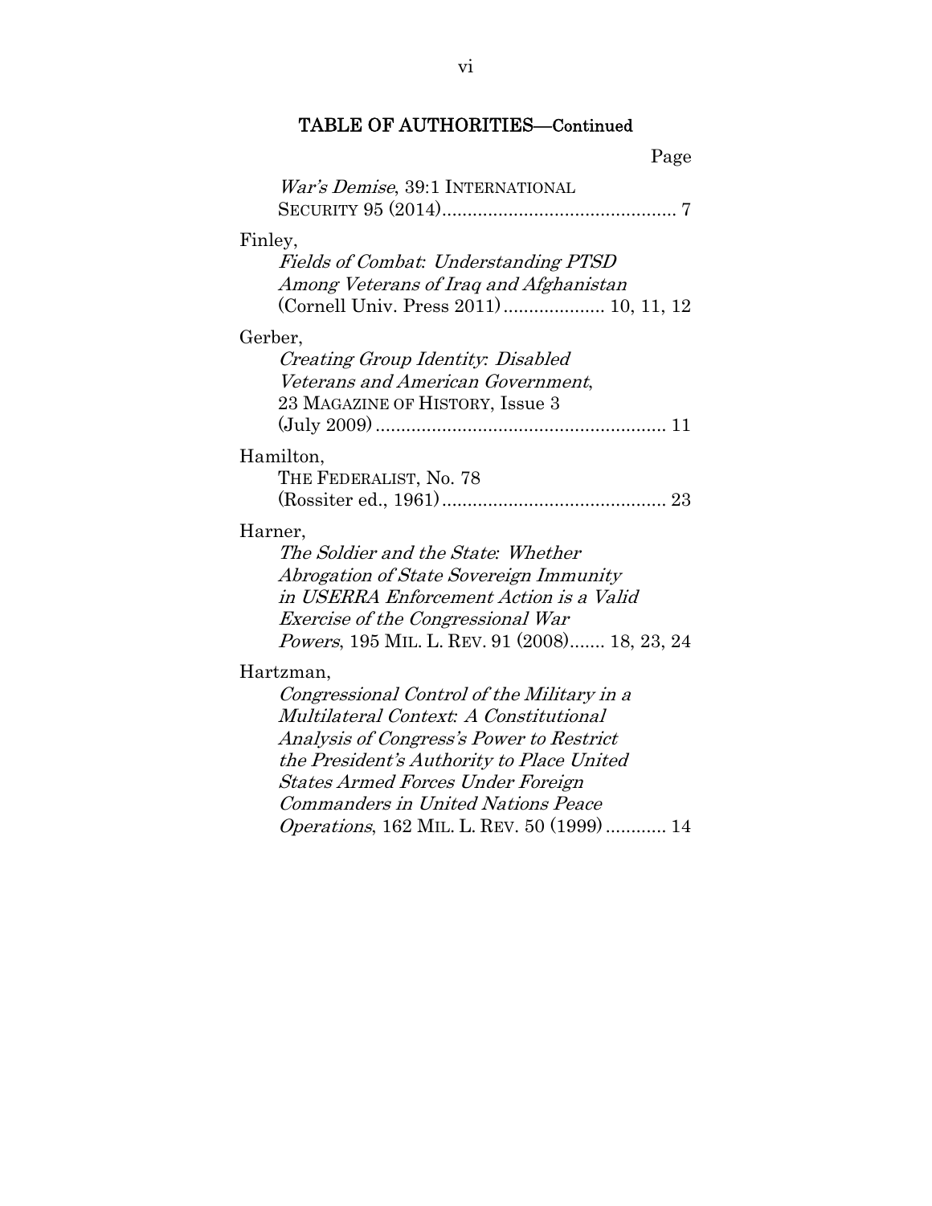## TABLE OF AUTHORITIES—Continued

Page

*War's Demise*, 39:1 INTERNATIONAL SECURITY 95 (2014).............................................. 7

Finley,
*Fields of Combat: Understanding PTSD Among Veterans of Iraq and Afghanistan* (Cornell Univ. Press 2011).................... 10, 11, 12

Gerber,
*Creating Group Identity: Disabled Veterans and American Government*, 23 MAGAZINE OF HISTORY, Issue 3 (July 2009)......................................................... 11

Hamilton,
THE FEDERALIST, No. 78 (Rossiter ed., 1961)........................................... 23

Harner,
*The Soldier and the State: Whether Abrogation of State Sovereign Immunity in USERRA Enforcement Action is a Valid Exercise of the Congressional War Powers*, 195 MIL. L. REV. 91 (2008)....... 18, 23, 24

Hartzman,
*Congressional Control of the Military in a Multilateral Context: A Constitutional Analysis of Congress's Power to Restrict the President's Authority to Place United States Armed Forces Under Foreign Commanders in United Nations Peace Operations*, 162 MIL. L. REV. 50 (1999)............ 14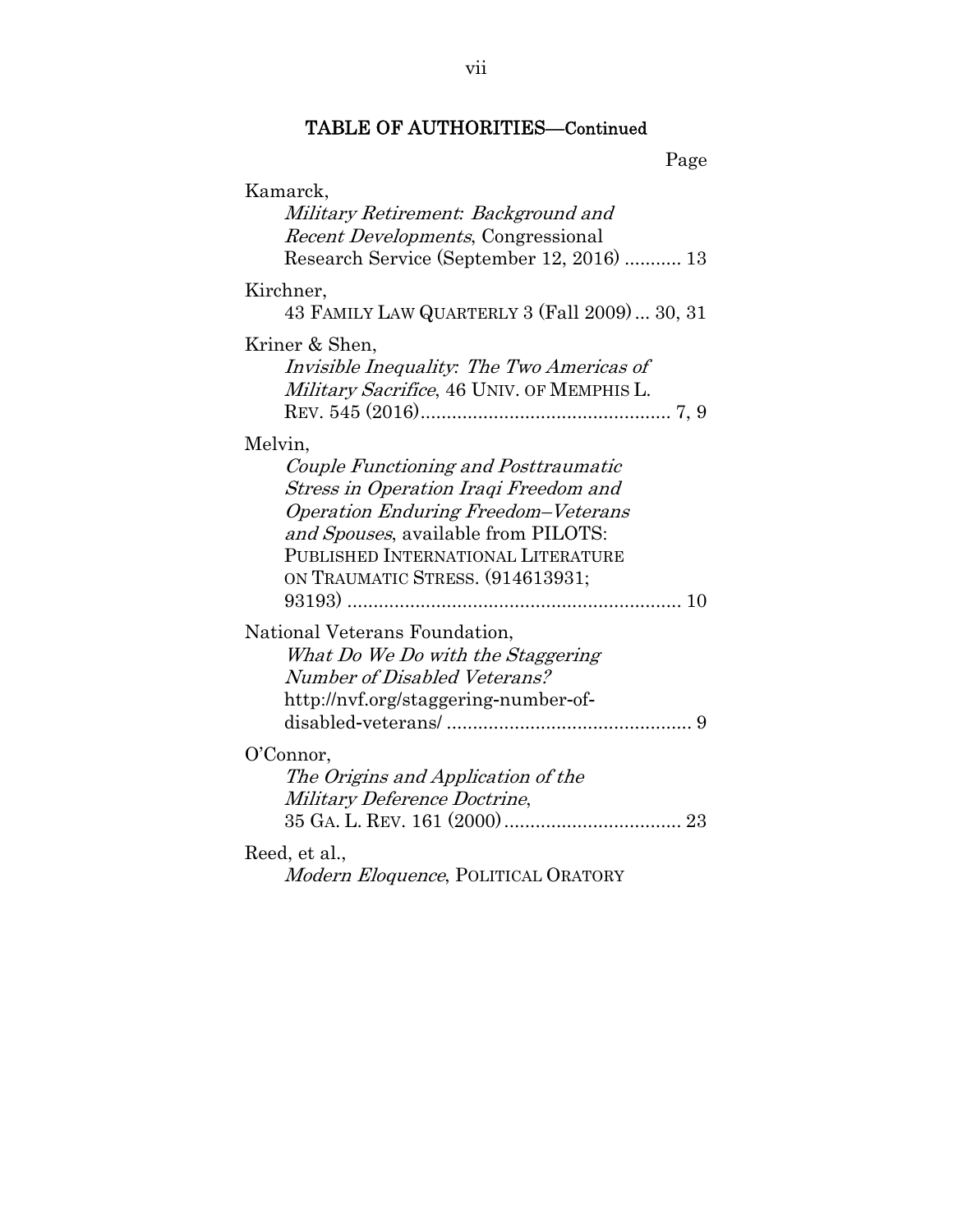## TABLE OF AUTHORITIES—Continued

Page

Kamarck,
*Military Retirement: Background and Recent Developments*, Congressional Research Service (September 12, 2016) ........... 13

Kirchner,
43 FAMILY LAW QUARTERLY 3 (Fall 2009) ... 30, 31

Kriner & Shen,
*Invisible Inequality: The Two Americas of Military Sacrifice*, 46 UNIV. OF MEMPHIS L. REV. 545 (2016)................................................ 7, 9

Melvin,
*Couple Functioning and Posttraumatic Stress in Operation Iraqi Freedom and Operation Enduring Freedom–Veterans and Spouses*, available from PILOTS: PUBLISHED INTERNATIONAL LITERATURE ON TRAUMATIC STRESS. (914613931; 93193) ................................................................ 10

National Veterans Foundation,
*What Do We Do with the Staggering Number of Disabled Veterans?* http://nvf.org/staggering-number-of-disabled-veterans/ ............................................... 9

O'Connor,
*The Origins and Application of the Military Deference Doctrine*, 35 GA. L. REV. 161 (2000).................................. 23

Reed, et al.,
*Modern Eloquence*, POLITICAL ORATORY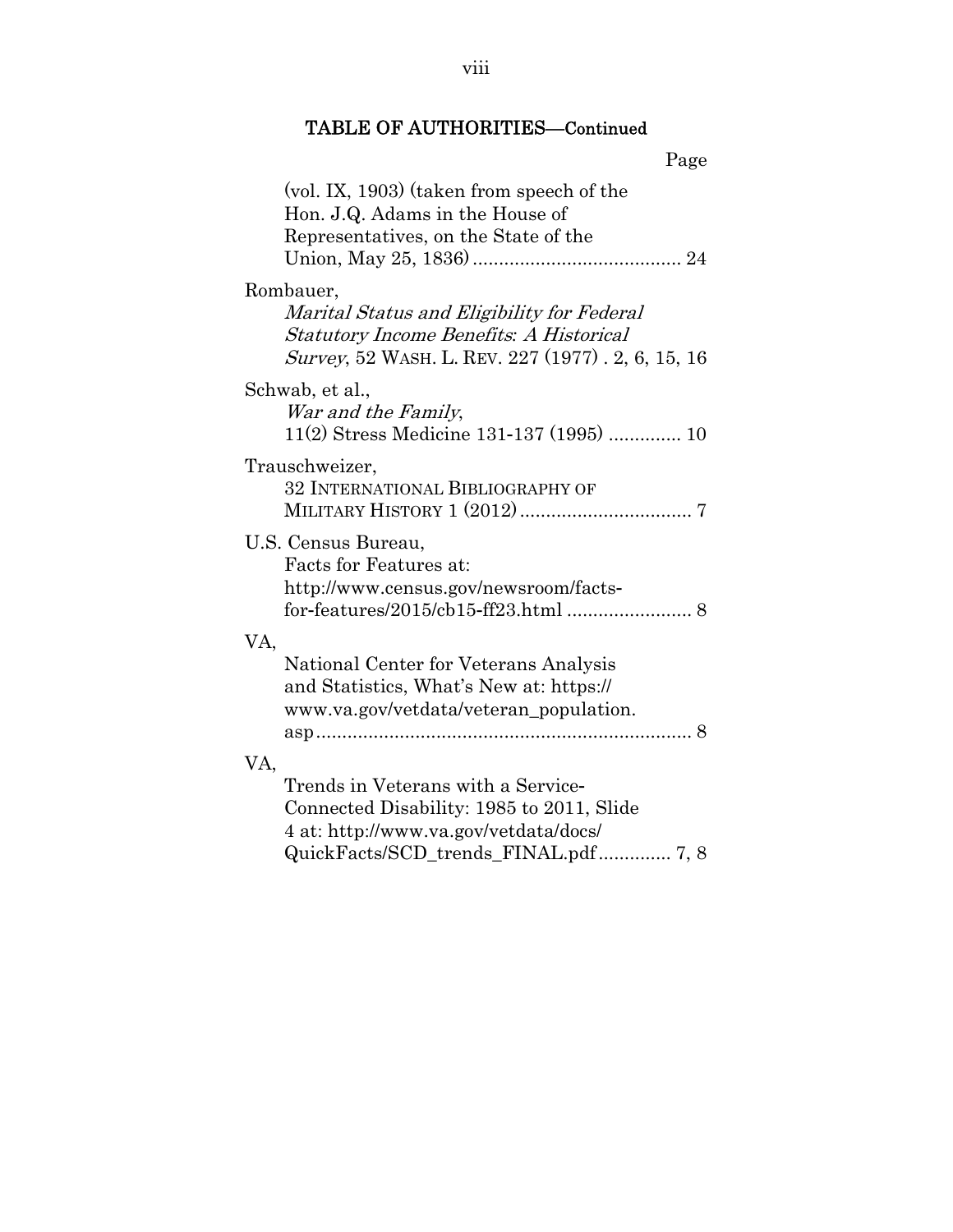## TABLE OF AUTHORITIES—Continued

Page

(vol. IX, 1903) (taken from speech of the Hon. J.Q. Adams in the House of Representatives, on the State of the Union, May 25, 1836) ........................................ 24

Rombauer,
*Marital Status and Eligibility for Federal Statutory Income Benefits: A Historical Survey*, 52 WASH. L. REV. 227 (1977) . 2, 6, 15, 16

Schwab, et al.,
*War and the Family*,
11(2) Stress Medicine 131-137 (1995) .............. 10

Trauschweizer,
32 INTERNATIONAL BIBLIOGRAPHY OF MILITARY HISTORY 1 (2012) ................................. 7

U.S. Census Bureau,
Facts for Features at:
http://www.census.gov/newsroom/facts-for-features/2015/cb15-ff23.html ........................ 8

VA,
National Center for Veterans Analysis and Statistics, What's New at: https://www.va.gov/vetdata/veteran_population.asp ........................................................................ 8

VA,
Trends in Veterans with a Service-Connected Disability: 1985 to 2011, Slide 4 at: http://www.va.gov/vetdata/docs/QuickFacts/SCD_trends_FINAL.pdf .............. 7, 8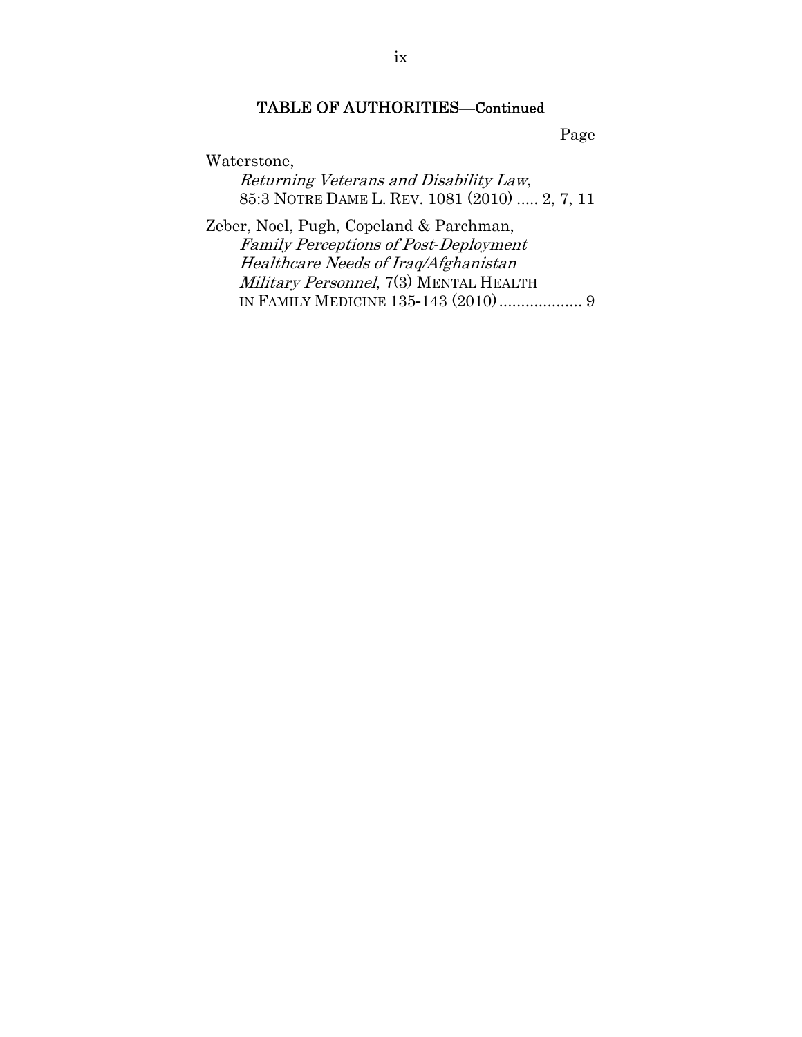## TABLE OF AUTHORITIES—Continued

Page

Waterstone,
*Returning Veterans and Disability Law*, 85:3 NOTRE DAME L. REV. 1081 (2010) ..... 2, 7, 11

Zeber, Noel, Pugh, Copeland & Parchman,
*Family Perceptions of Post-Deployment Healthcare Needs of Iraq/Afghanistan Military Personnel*, 7(3) MENTAL HEALTH IN FAMILY MEDICINE 135-143 (2010) ................... 9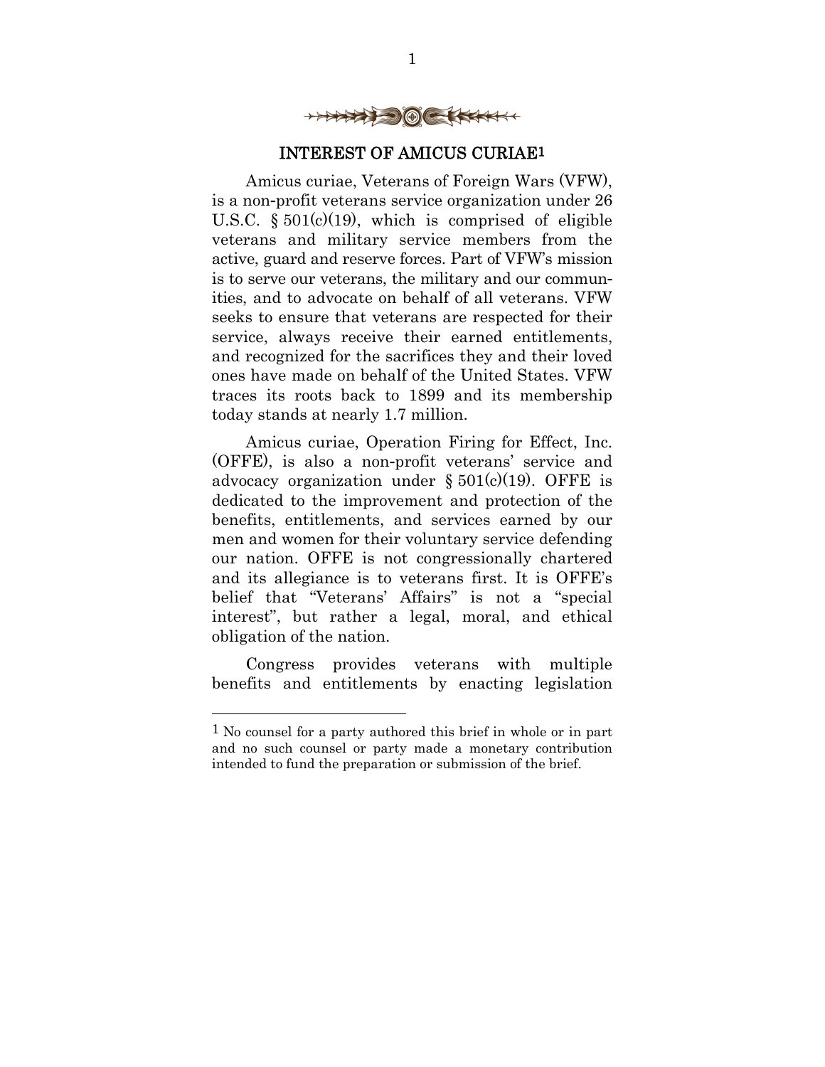## INTEREST OF AMICUS CURIAE[1]

Amicus curiae, Veterans of Foreign Wars (VFW), is a non-profit veterans service organization under 26 U.S.C. § 501(c)(19), which is comprised of eligible veterans and military service members from the active, guard and reserve forces. Part of VFW's mission is to serve our veterans, the military and our communities, and to advocate on behalf of all veterans. VFW seeks to ensure that veterans are respected for their service, always receive their earned entitlements, and recognized for the sacrifices they and their loved ones have made on behalf of the United States. VFW traces its roots back to 1899 and its membership today stands at nearly 1.7 million.

Amicus curiae, Operation Firing for Effect, Inc. (OFFE), is also a non-profit veterans' service and advocacy organization under § 501(c)(19). OFFE is dedicated to the improvement and protection of the benefits, entitlements, and services earned by our men and women for their voluntary service defending our nation. OFFE is not congressionally chartered and its allegiance is to veterans first. It is OFFE's belief that "Veterans' Affairs" is not a "special interest", but rather a legal, moral, and ethical obligation of the nation.

Congress provides veterans with multiple benefits and entitlements by enacting legislation

---

[1] No counsel for a party authored this brief in whole or in part and no such counsel or party made a monetary contribution intended to fund the preparation or submission of the brief.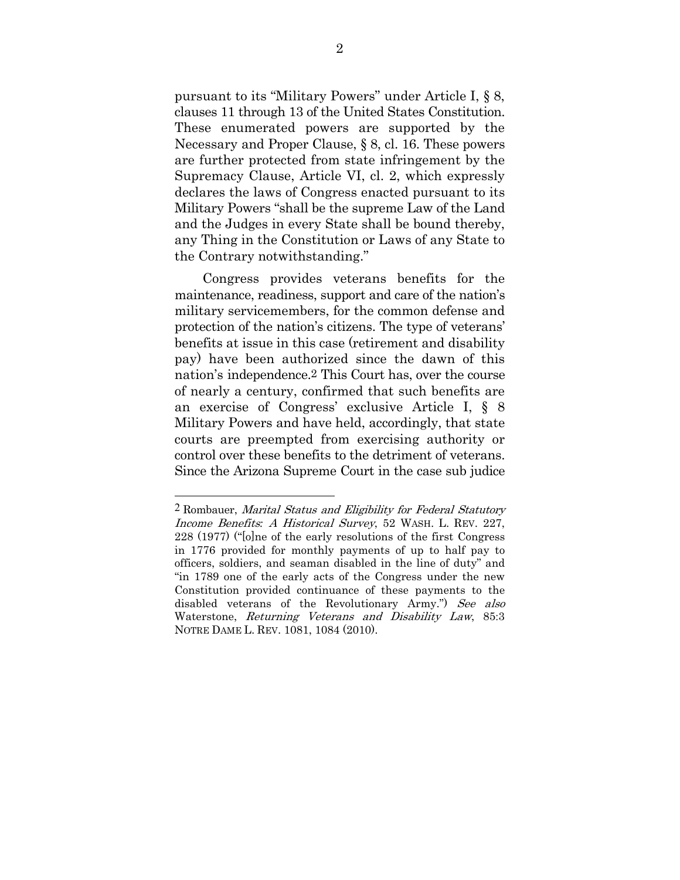pursuant to its "Military Powers" under Article I, § 8, clauses 11 through 13 of the United States Constitution. These enumerated powers are supported by the Necessary and Proper Clause, § 8, cl. 16. These powers are further protected from state infringement by the Supremacy Clause, Article VI, cl. 2, which expressly declares the laws of Congress enacted pursuant to its Military Powers "shall be the supreme Law of the Land and the Judges in every State shall be bound thereby, any Thing in the Constitution or Laws of any State to the Contrary notwithstanding."

Congress provides veterans benefits for the maintenance, readiness, support and care of the nation's military servicemembers, for the common defense and protection of the nation's citizens. The type of veterans' benefits at issue in this case (retirement and disability pay) have been authorized since the dawn of this nation's independence.[2] This Court has, over the course of nearly a century, confirmed that such benefits are an exercise of Congress' exclusive Article I, § 8 Military Powers and have held, accordingly, that state courts are preempted from exercising authority or control over these benefits to the detriment of veterans. Since the Arizona Supreme Court in the case sub judice

---

[2] Rombauer, *Marital Status and Eligibility for Federal Statutory Income Benefits: A Historical Survey*, 52 WASH. L. REV. 227, 228 (1977) ("[o]ne of the early resolutions of the first Congress in 1776 provided for monthly payments of up to half pay to officers, soldiers, and seaman disabled in the line of duty" and "in 1789 one of the early acts of the Congress under the new Constitution provided continuance of these payments to the disabled veterans of the Revolutionary Army.") *See also* Waterstone, *Returning Veterans and Disability Law*, 85:3 NOTRE DAME L. REV. 1081, 1084 (2010).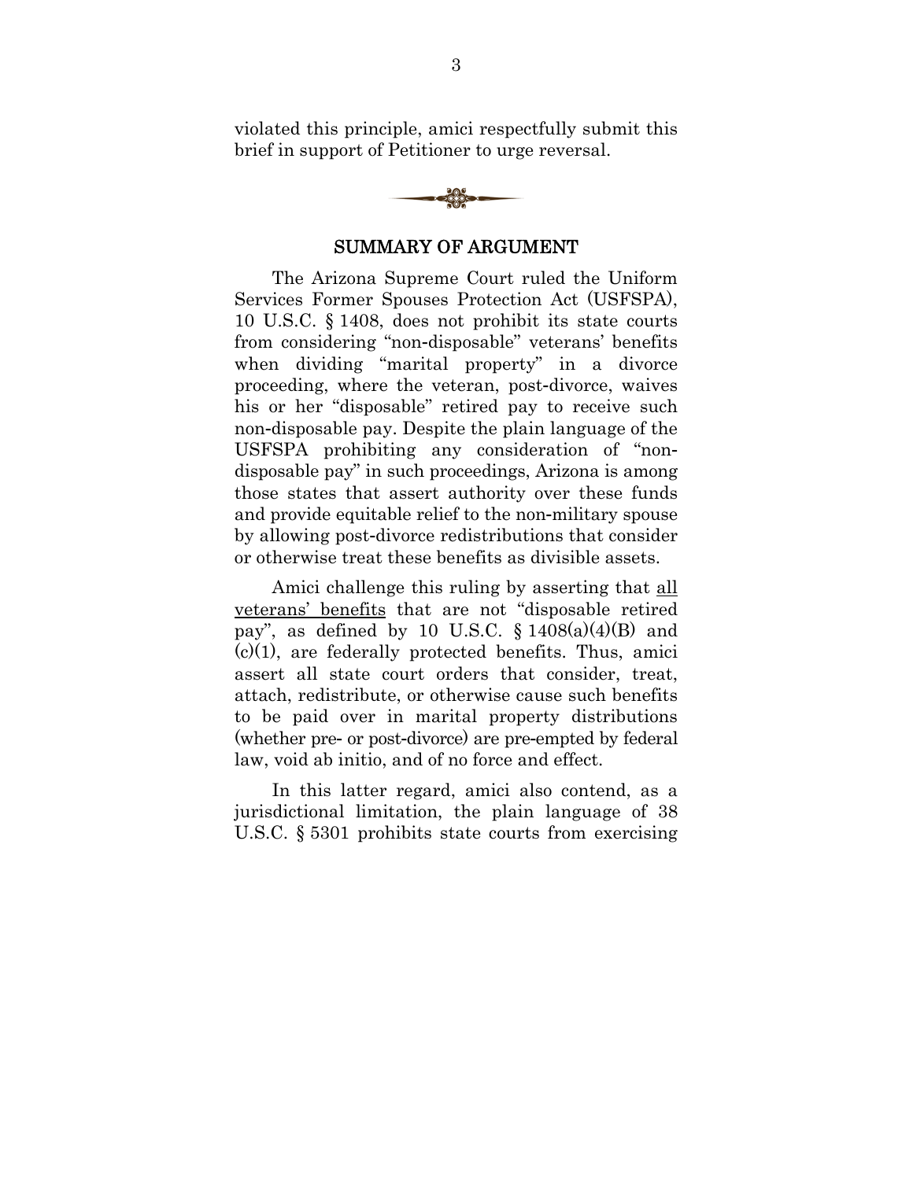violated this principle, amici respectfully submit this brief in support of Petitioner to urge reversal.

## SUMMARY OF ARGUMENT

The Arizona Supreme Court ruled the Uniform Services Former Spouses Protection Act (USFSPA), 10 U.S.C. § 1408, does not prohibit its state courts from considering "non-disposable" veterans' benefits when dividing "marital property" in a divorce proceeding, where the veteran, post-divorce, waives his or her "disposable" retired pay to receive such non-disposable pay. Despite the plain language of the USFSPA prohibiting any consideration of "non-disposable pay" in such proceedings, Arizona is among those states that assert authority over these funds and provide equitable relief to the non-military spouse by allowing post-divorce redistributions that consider or otherwise treat these benefits as divisible assets.

Amici challenge this ruling by asserting that <u>all veterans' benefits</u> that are not "disposable retired pay", as defined by 10 U.S.C. § 1408(a)(4)(B) and (c)(1), are federally protected benefits. Thus, amici assert all state court orders that consider, treat, attach, redistribute, or otherwise cause such benefits to be paid over in marital property distributions (whether pre- or post-divorce) are pre-empted by federal law, void ab initio, and of no force and effect.

In this latter regard, amici also contend, as a jurisdictional limitation, the plain language of 38 U.S.C. § 5301 prohibits state courts from exercising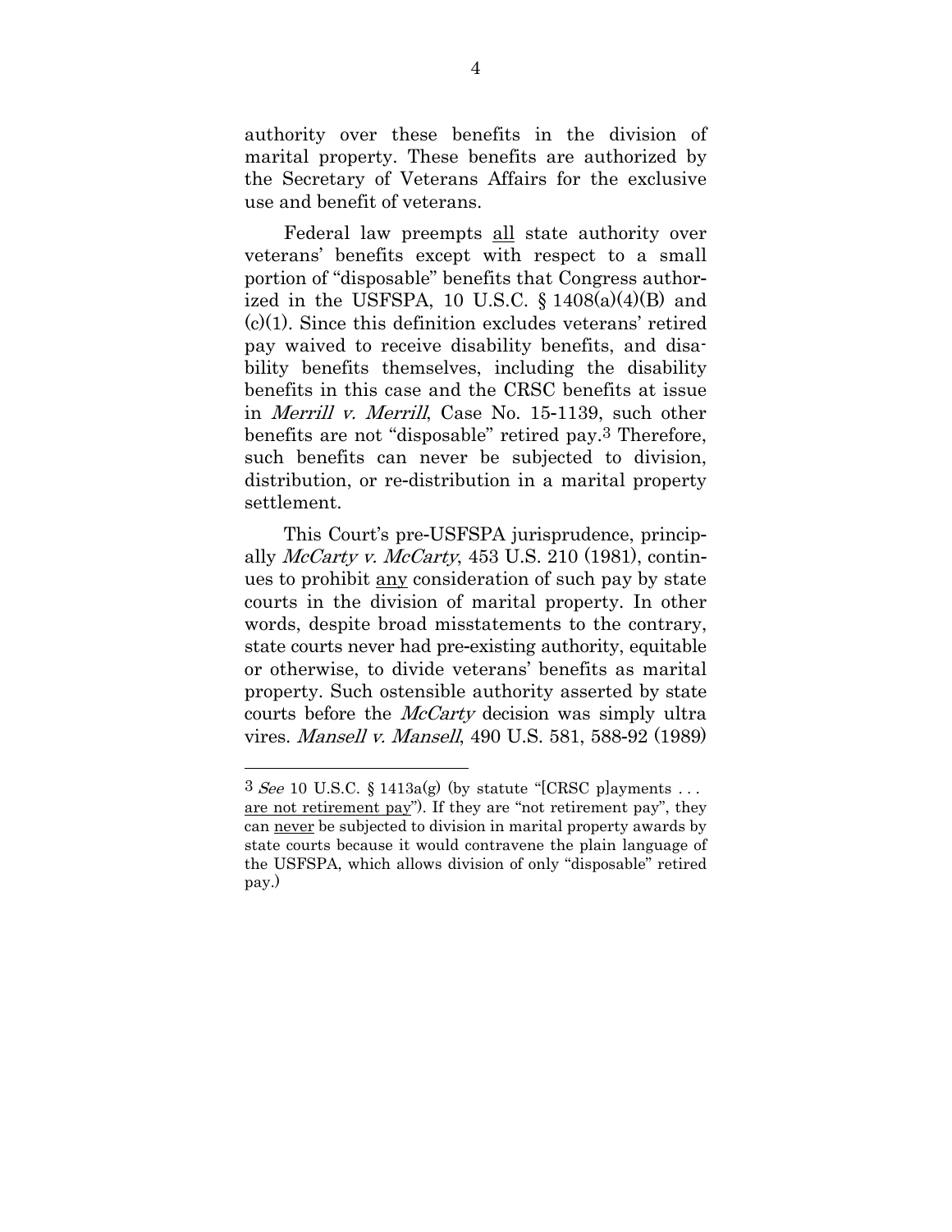authority over these benefits in the division of marital property. These benefits are authorized by the Secretary of Veterans Affairs for the exclusive use and benefit of veterans.

Federal law preempts <u>all</u> state authority over veterans' benefits except with respect to a small portion of "disposable" benefits that Congress authorized in the USFSPA, 10 U.S.C. § 1408(a)(4)(B) and (c)(1). Since this definition excludes veterans' retired pay waived to receive disability benefits, and disability benefits themselves, including the disability benefits in this case and the CRSC benefits at issue in *Merrill v. Merrill*, Case No. 15-1139, such other benefits are not "disposable" retired pay.[3] Therefore, such benefits can never be subjected to division, distribution, or re-distribution in a marital property settlement.

This Court's pre-USFSPA jurisprudence, principally *McCarty v. McCarty*, 453 U.S. 210 (1981), continues to prohibit <u>any</u> consideration of such pay by state courts in the division of marital property. In other words, despite broad misstatements to the contrary, state courts never had pre-existing authority, equitable or otherwise, to divide veterans' benefits as marital property. Such ostensible authority asserted by state courts before the *McCarty* decision was simply ultra vires. *Mansell v. Mansell*, 490 U.S. 581, 588-92 (1989)

---

[3] *See* 10 U.S.C. § 1413a(g) (by statute "[CRSC p]ayments . . . <u>are not retirement pay</u>"). If they are "not retirement pay", they can <u>never</u> be subjected to division in marital property awards by state courts because it would contravene the plain language of the USFSPA, which allows division of only "disposable" retired pay.)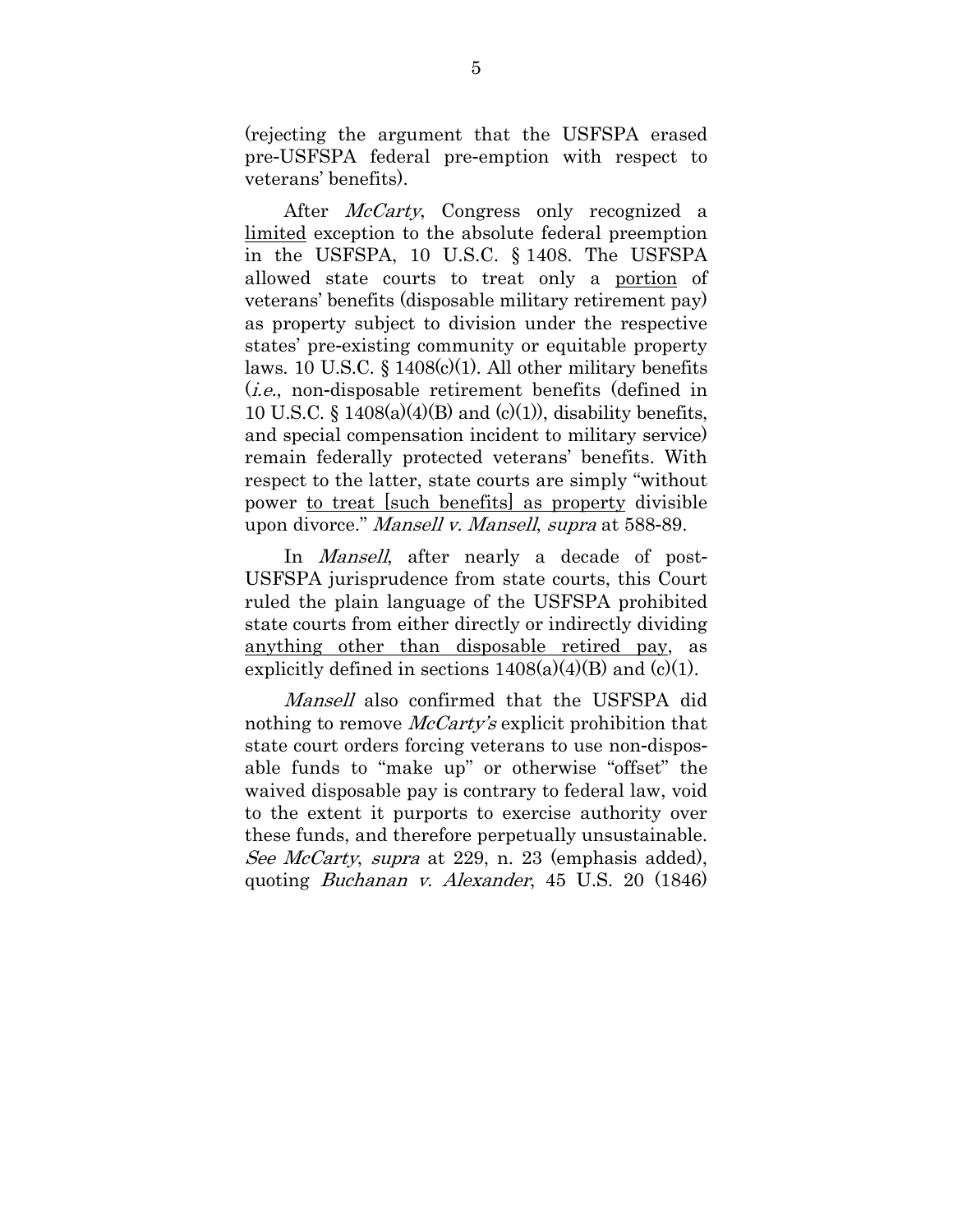(rejecting the argument that the USFSPA erased pre-USFSPA federal pre-emption with respect to veterans' benefits).

After *McCarty*, Congress only recognized a <u>limited</u> exception to the absolute federal preemption in the USFSPA, 10 U.S.C. § 1408. The USFSPA allowed state courts to treat only a <u>portion</u> of veterans' benefits (disposable military retirement pay) as property subject to division under the respective states' pre-existing community or equitable property laws. 10 U.S.C. § 1408(c)(1). All other military benefits (*i.e.*, non-disposable retirement benefits (defined in 10 U.S.C. § 1408(a)(4)(B) and (c)(1)), disability benefits, and special compensation incident to military service) remain federally protected veterans' benefits. With respect to the latter, state courts are simply "without power <u>to treat [such benefits] as property</u> divisible upon divorce." *Mansell v. Mansell*, *supra* at 588-89.

In *Mansell*, after nearly a decade of post-USFSPA jurisprudence from state courts, this Court ruled the plain language of the USFSPA prohibited state courts from either directly or indirectly dividing <u>anything other than disposable retired pay</u>, as explicitly defined in sections 1408(a)(4)(B) and (c)(1).

*Mansell* also confirmed that the USFSPA did nothing to remove *McCarty's* explicit prohibition that state court orders forcing veterans to use non-disposable funds to "make up" or otherwise "offset" the waived disposable pay is contrary to federal law, void to the extent it purports to exercise authority over these funds, and therefore perpetually unsustainable. *See McCarty*, *supra* at 229, n. 23 (emphasis added), quoting *Buchanan v. Alexander*, 45 U.S. 20 (1846)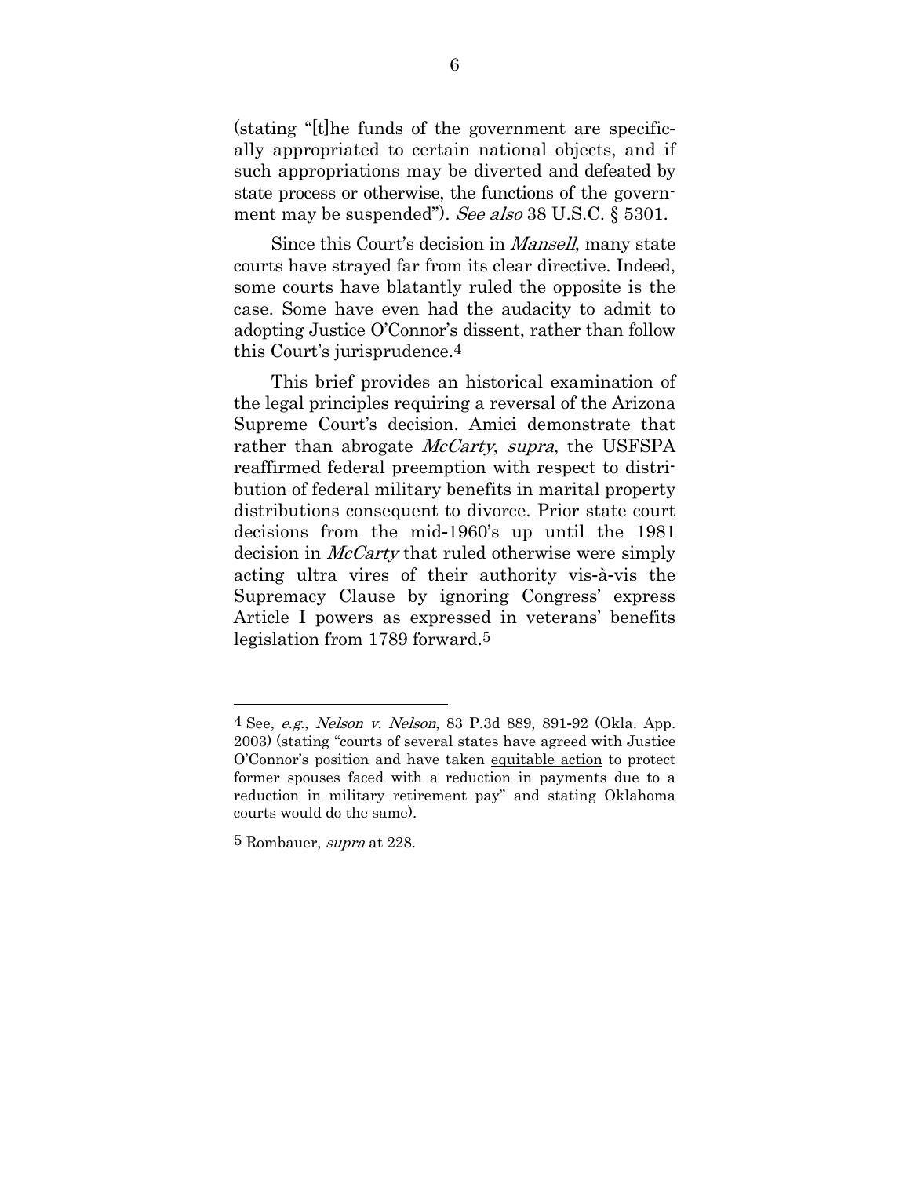(stating "[t]he funds of the government are specifically appropriated to certain national objects, and if such appropriations may be diverted and defeated by state process or otherwise, the functions of the government may be suspended"). *See also* 38 U.S.C. § 5301.

Since this Court's decision in *Mansell*, many state courts have strayed far from its clear directive. Indeed, some courts have blatantly ruled the opposite is the case. Some have even had the audacity to admit to adopting Justice O'Connor's dissent, rather than follow this Court's jurisprudence.[4]

This brief provides an historical examination of the legal principles requiring a reversal of the Arizona Supreme Court's decision. Amici demonstrate that rather than abrogate *McCarty*, *supra*, the USFSPA reaffirmed federal preemption with respect to distribution of federal military benefits in marital property distributions consequent to divorce. Prior state court decisions from the mid-1960's up until the 1981 decision in *McCarty* that ruled otherwise were simply acting ultra vires of their authority vis-à-vis the Supremacy Clause by ignoring Congress' express Article I powers as expressed in veterans' benefits legislation from 1789 forward.[5]

---

[4] See, *e.g.*, *Nelson v. Nelson*, 83 P.3d 889, 891-92 (Okla. App. 2003) (stating "courts of several states have agreed with Justice O'Connor's position and have taken equitable action to protect former spouses faced with a reduction in payments due to a reduction in military retirement pay" and stating Oklahoma courts would do the same).

[5] Rombauer, *supra* at 228.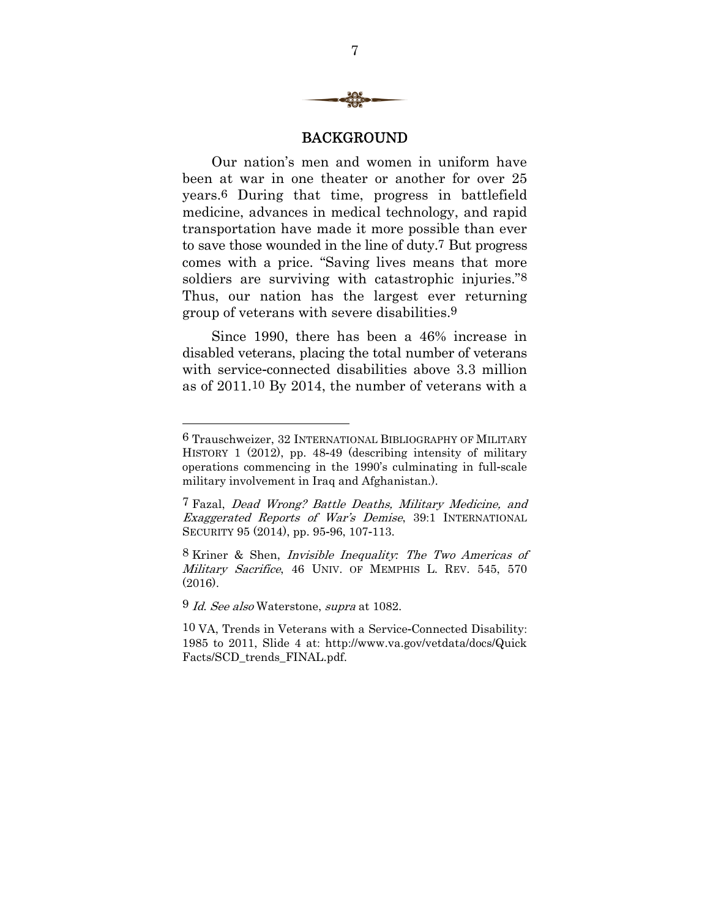## BACKGROUND

Our nation's men and women in uniform have been at war in one theater or another for over 25 years.[6] During that time, progress in battlefield medicine, advances in medical technology, and rapid transportation have made it more possible than ever to save those wounded in the line of duty.[7] But progress comes with a price. "Saving lives means that more soldiers are surviving with catastrophic injuries."[8] Thus, our nation has the largest ever returning group of veterans with severe disabilities.[9]

Since 1990, there has been a 46% increase in disabled veterans, placing the total number of veterans with service-connected disabilities above 3.3 million as of 2011.[10] By 2014, the number of veterans with a

---

6 Trauschweizer, 32 INTERNATIONAL BIBLIOGRAPHY OF MILITARY HISTORY 1 (2012), pp. 48-49 (describing intensity of military operations commencing in the 1990's culminating in full-scale military involvement in Iraq and Afghanistan.).

7 Fazal, *Dead Wrong? Battle Deaths, Military Medicine, and Exaggerated Reports of War's Demise*, 39:1 INTERNATIONAL SECURITY 95 (2014), pp. 95-96, 107-113.

8 Kriner & Shen, *Invisible Inequality: The Two Americas of Military Sacrifice*, 46 UNIV. OF MEMPHIS L. REV. 545, 570 (2016).

9 *Id. See also* Waterstone, *supra* at 1082.

10 VA, Trends in Veterans with a Service-Connected Disability: 1985 to 2011, Slide 4 at: http://www.va.gov/vetdata/docs/QuickFacts/SCD_trends_FINAL.pdf.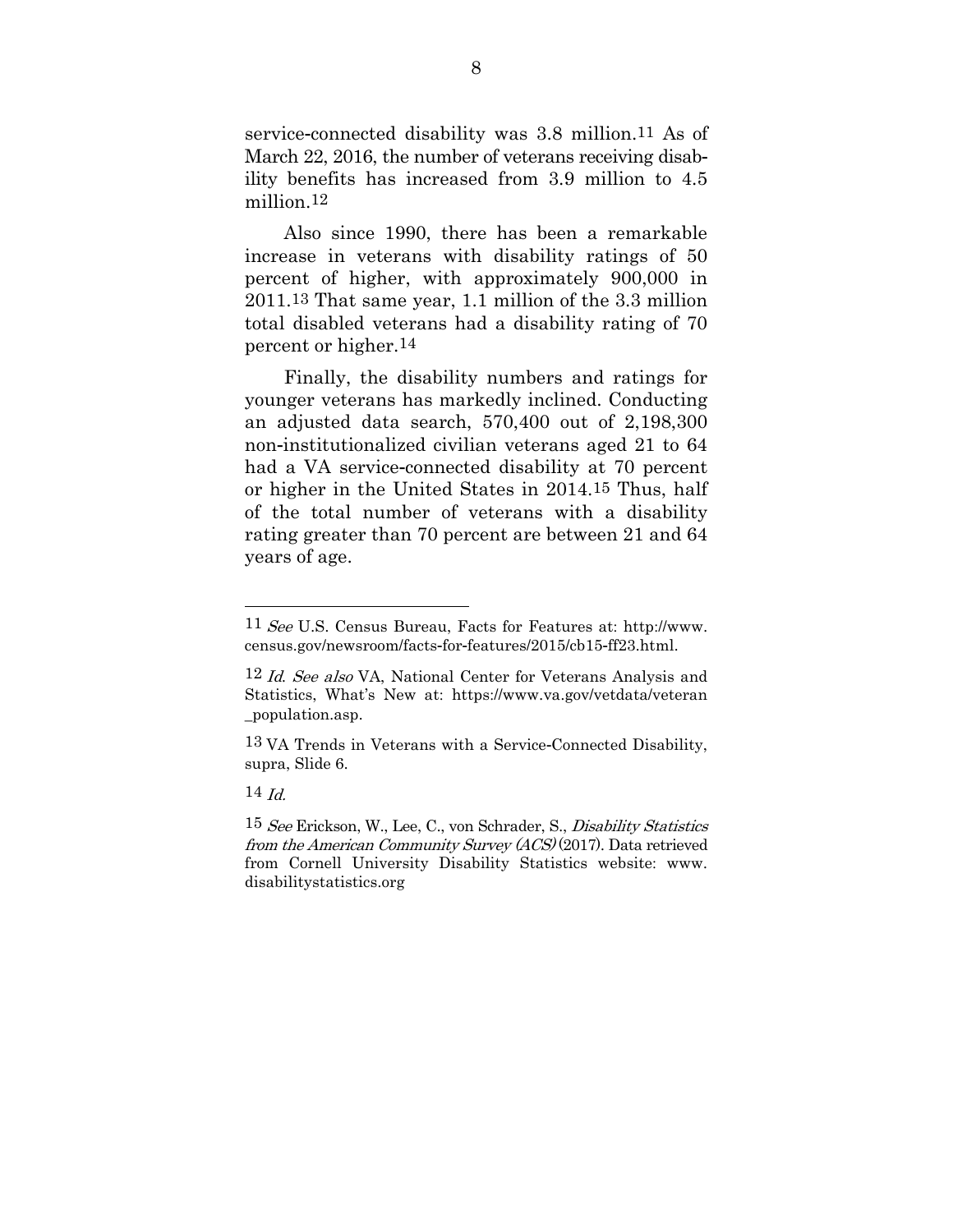service-connected disability was 3.8 million.[11] As of March 22, 2016, the number of veterans receiving disability benefits has increased from 3.9 million to 4.5 million.[12]

Also since 1990, there has been a remarkable increase in veterans with disability ratings of 50 percent of higher, with approximately 900,000 in 2011.[13] That same year, 1.1 million of the 3.3 million total disabled veterans had a disability rating of 70 percent or higher.[14]

Finally, the disability numbers and ratings for younger veterans has markedly inclined. Conducting an adjusted data search, 570,400 out of 2,198,300 non-institutionalized civilian veterans aged 21 to 64 had a VA service-connected disability at 70 percent or higher in the United States in 2014.[15] Thus, half of the total number of veterans with a disability rating greater than 70 percent are between 21 and 64 years of age.

---

[11] *See* U.S. Census Bureau, Facts for Features at: http://www.census.gov/newsroom/facts-for-features/2015/cb15-ff23.html.

[12] *Id. See also* VA, National Center for Veterans Analysis and Statistics, What's New at: https://www.va.gov/vetdata/veteran_population.asp.

[13] VA Trends in Veterans with a Service-Connected Disability, supra, Slide 6.

[14] *Id.*

[15] *See* Erickson, W., Lee, C., von Schrader, S., *Disability Statistics from the American Community Survey (ACS)* (2017). Data retrieved from Cornell University Disability Statistics website: www.disabilitystatistics.org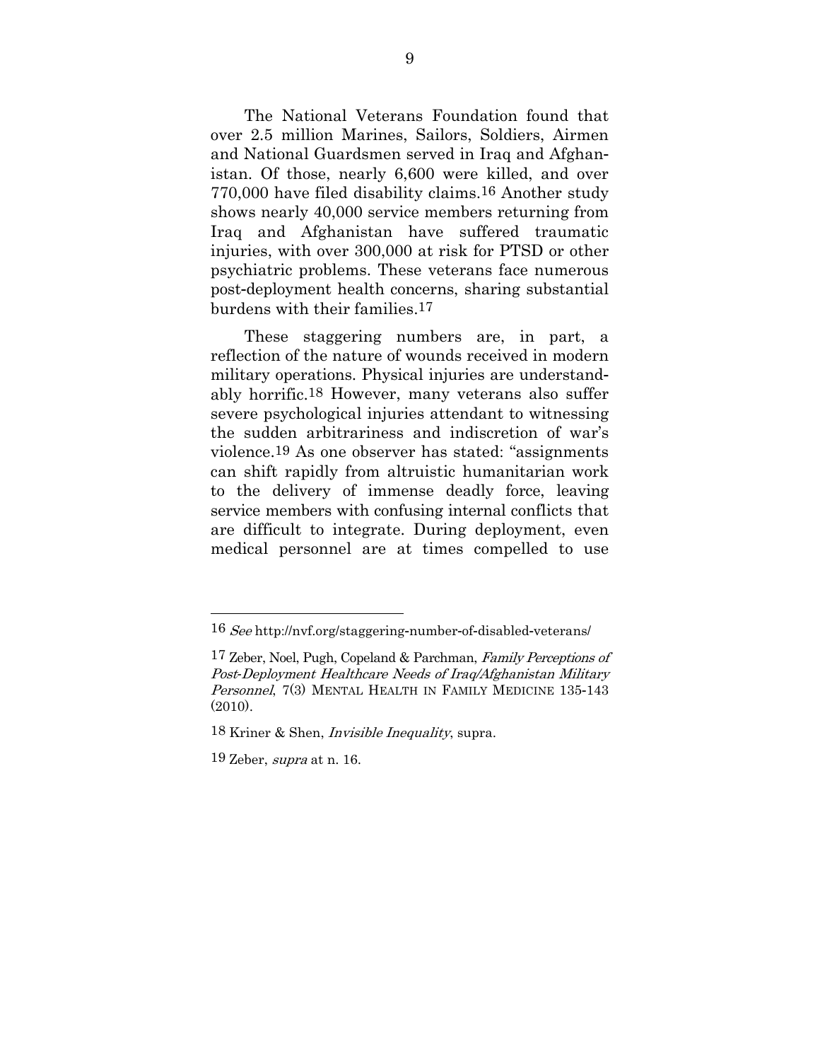The National Veterans Foundation found that over 2.5 million Marines, Sailors, Soldiers, Airmen and National Guardsmen served in Iraq and Afghanistan. Of those, nearly 6,600 were killed, and over 770,000 have filed disability claims.[16] Another study shows nearly 40,000 service members returning from Iraq and Afghanistan have suffered traumatic injuries, with over 300,000 at risk for PTSD or other psychiatric problems. These veterans face numerous post-deployment health concerns, sharing substantial burdens with their families.[17]

These staggering numbers are, in part, a reflection of the nature of wounds received in modern military operations. Physical injuries are understandably horrific.[18] However, many veterans also suffer severe psychological injuries attendant to witnessing the sudden arbitrariness and indiscretion of war's violence.[19] As one observer has stated: "assignments can shift rapidly from altruistic humanitarian work to the delivery of immense deadly force, leaving service members with confusing internal conflicts that are difficult to integrate. During deployment, even medical personnel are at times compelled to use

---

16 *See* http://nvf.org/staggering-number-of-disabled-veterans/

17 Zeber, Noel, Pugh, Copeland & Parchman, *Family Perceptions of Post-Deployment Healthcare Needs of Iraq/Afghanistan Military Personnel*, 7(3) MENTAL HEALTH IN FAMILY MEDICINE 135-143 (2010).

18 Kriner & Shen, *Invisible Inequality*, supra.

19 Zeber, *supra* at n. 16.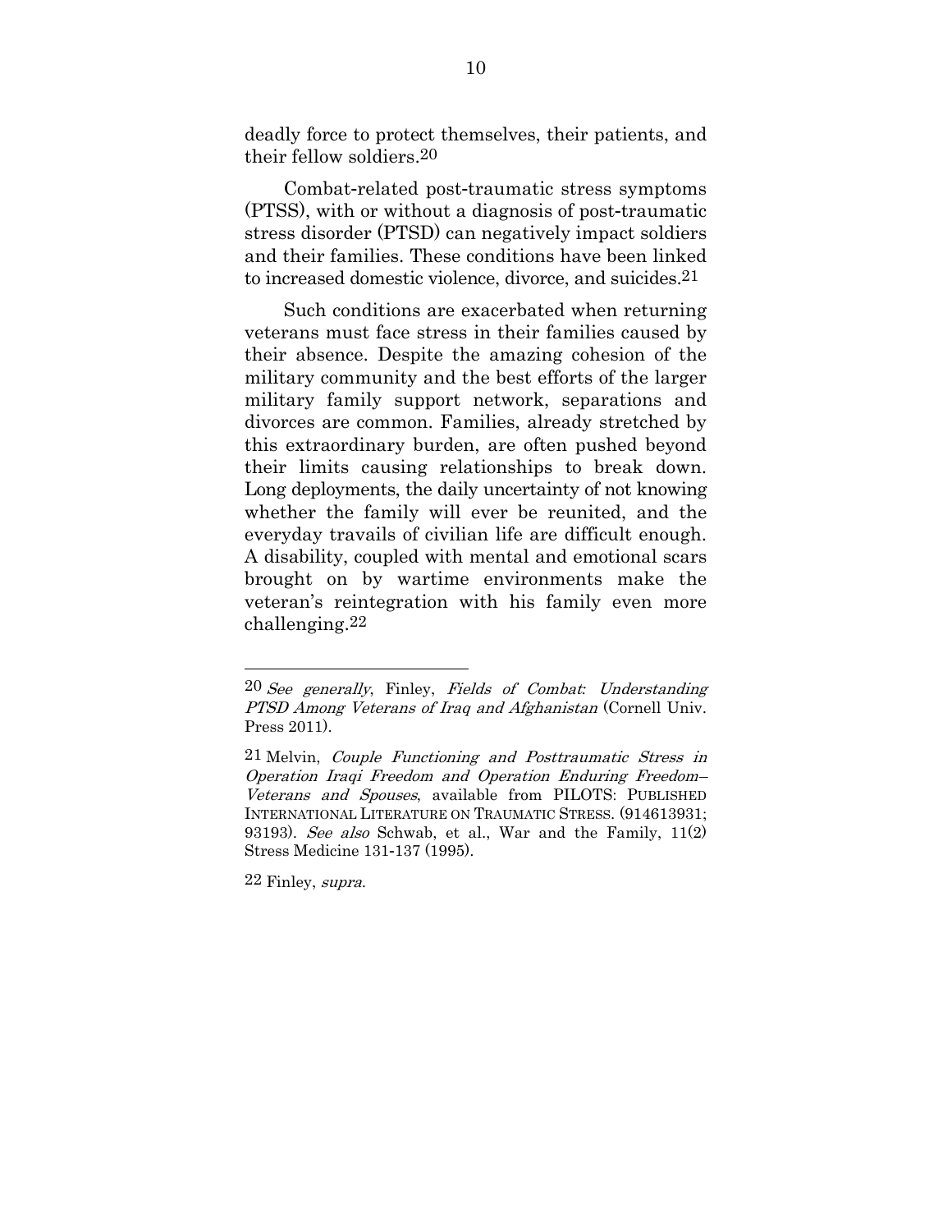deadly force to protect themselves, their patients, and their fellow soldiers.[20]

Combat-related post-traumatic stress symptoms (PTSS), with or without a diagnosis of post-traumatic stress disorder (PTSD) can negatively impact soldiers and their families. These conditions have been linked to increased domestic violence, divorce, and suicides.[21]

Such conditions are exacerbated when returning veterans must face stress in their families caused by their absence. Despite the amazing cohesion of the military community and the best efforts of the larger military family support network, separations and divorces are common. Families, already stretched by this extraordinary burden, are often pushed beyond their limits causing relationships to break down. Long deployments, the daily uncertainty of not knowing whether the family will ever be reunited, and the everyday travails of civilian life are difficult enough. A disability, coupled with mental and emotional scars brought on by wartime environments make the veteran's reintegration with his family even more challenging.[22]

---

[20] *See generally*, Finley, *Fields of Combat: Understanding PTSD Among Veterans of Iraq and Afghanistan* (Cornell Univ. Press 2011).

[21] Melvin, *Couple Functioning and Posttraumatic Stress in Operation Iraqi Freedom and Operation Enduring Freedom–Veterans and Spouses*, available from PILOTS: PUBLISHED INTERNATIONAL LITERATURE ON TRAUMATIC STRESS. (914613931; 93193). *See also* Schwab, et al., War and the Family, 11(2) Stress Medicine 131-137 (1995).

[22] Finley, *supra*.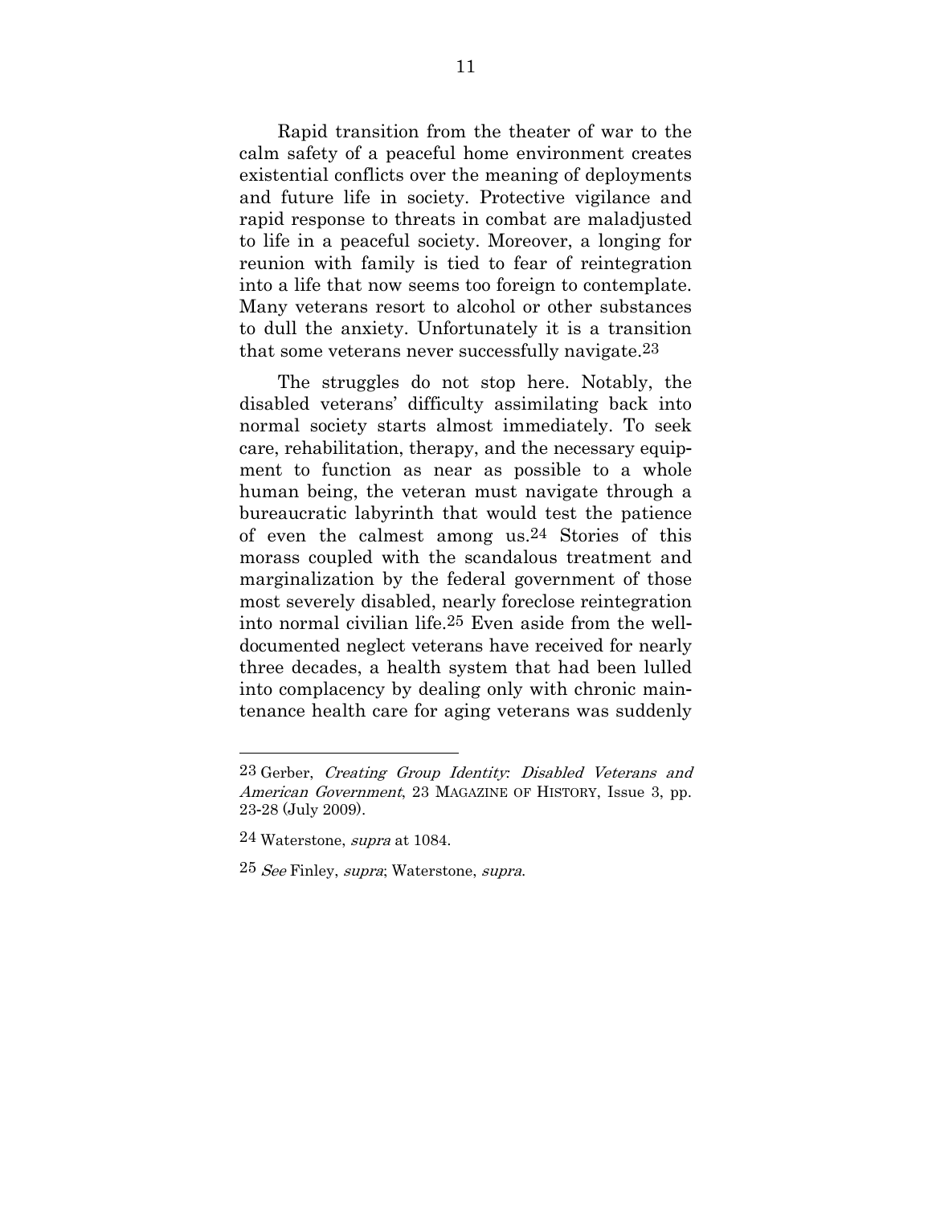Rapid transition from the theater of war to the calm safety of a peaceful home environment creates existential conflicts over the meaning of deployments and future life in society. Protective vigilance and rapid response to threats in combat are maladjusted to life in a peaceful society. Moreover, a longing for reunion with family is tied to fear of reintegration into a life that now seems too foreign to contemplate. Many veterans resort to alcohol or other substances to dull the anxiety. Unfortunately it is a transition that some veterans never successfully navigate.[23]

The struggles do not stop here. Notably, the disabled veterans' difficulty assimilating back into normal society starts almost immediately. To seek care, rehabilitation, therapy, and the necessary equipment to function as near as possible to a whole human being, the veteran must navigate through a bureaucratic labyrinth that would test the patience of even the calmest among us.[24] Stories of this morass coupled with the scandalous treatment and marginalization by the federal government of those most severely disabled, nearly foreclose reintegration into normal civilian life.[25] Even aside from the well-documented neglect veterans have received for nearly three decades, a health system that had been lulled into complacency by dealing only with chronic maintenance health care for aging veterans was suddenly

---

[23] Gerber, *Creating Group Identity: Disabled Veterans and American Government*, 23 MAGAZINE OF HISTORY, Issue 3, pp. 23-28 (July 2009).

[24] Waterstone, *supra* at 1084.

[25] *See* Finley, *supra*; Waterstone, *supra*.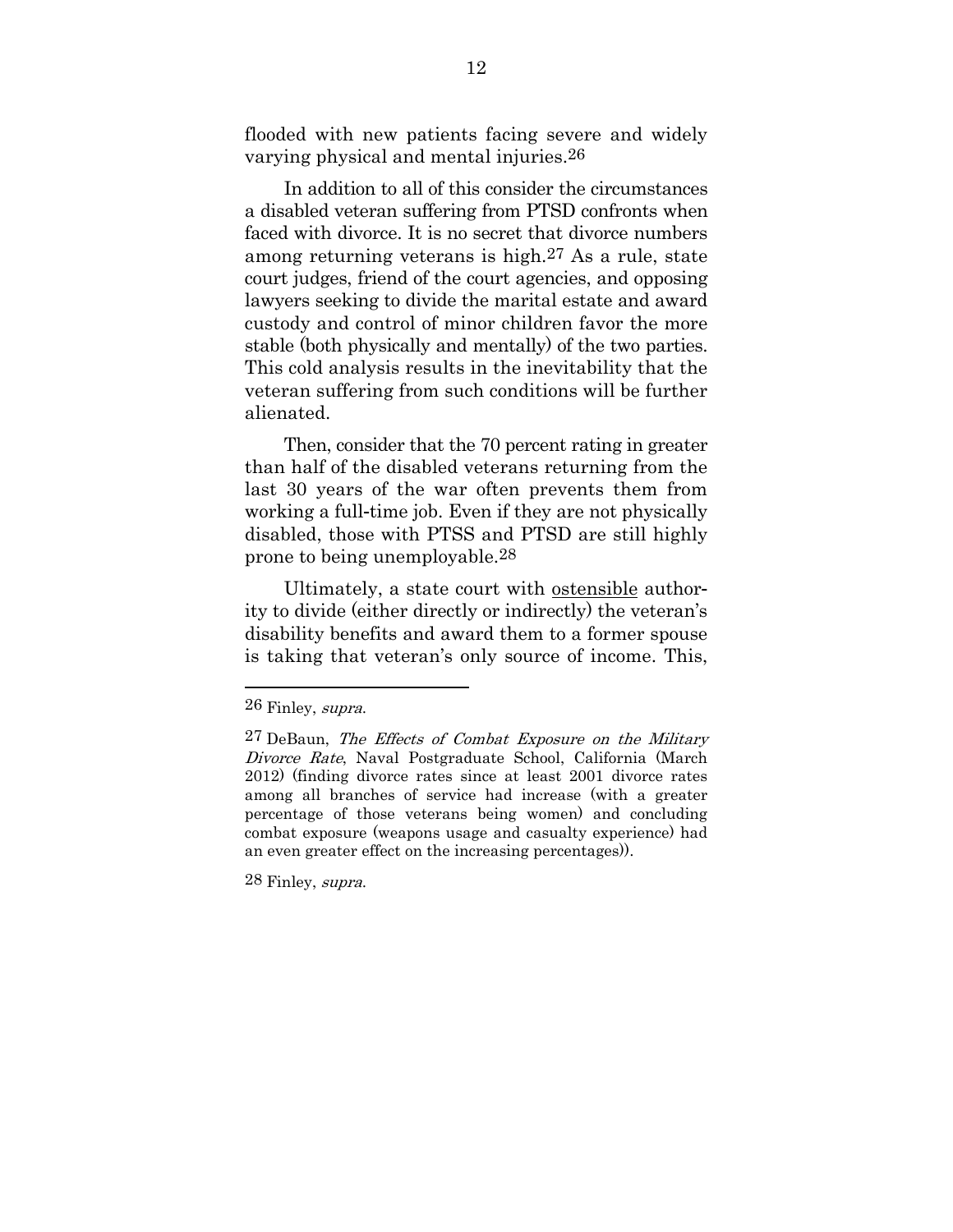flooded with new patients facing severe and widely varying physical and mental injuries.[26]

In addition to all of this consider the circumstances a disabled veteran suffering from PTSD confronts when faced with divorce. It is no secret that divorce numbers among returning veterans is high.[27] As a rule, state court judges, friend of the court agencies, and opposing lawyers seeking to divide the marital estate and award custody and control of minor children favor the more stable (both physically and mentally) of the two parties. This cold analysis results in the inevitability that the veteran suffering from such conditions will be further alienated.

Then, consider that the 70 percent rating in greater than half of the disabled veterans returning from the last 30 years of the war often prevents them from working a full-time job. Even if they are not physically disabled, those with PTSS and PTSD are still highly prone to being unemployable.[28]

Ultimately, a state court with <u>ostensible</u> authority to divide (either directly or indirectly) the veteran's disability benefits and award them to a former spouse is taking that veteran's only source of income. This,

---

[26] Finley, *supra.*

[27] DeBaun, *The Effects of Combat Exposure on the Military Divorce Rate*, Naval Postgraduate School, California (March 2012) (finding divorce rates since at least 2001 divorce rates among all branches of service had increase (with a greater percentage of those veterans being women) and concluding combat exposure (weapons usage and casualty experience) had an even greater effect on the increasing percentages)).

[28] Finley, *supra.*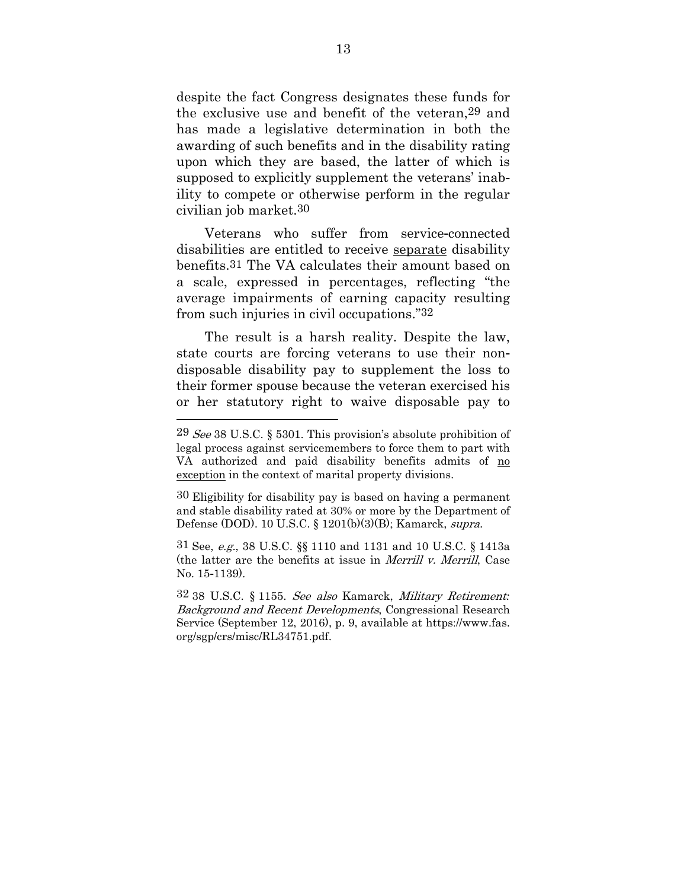despite the fact Congress designates these funds for the exclusive use and benefit of the veteran,[29] and has made a legislative determination in both the awarding of such benefits and in the disability rating upon which they are based, the latter of which is supposed to explicitly supplement the veterans' inability to compete or otherwise perform in the regular civilian job market.[30]

Veterans who suffer from service-connected disabilities are entitled to receive <u>separate</u> disability benefits.[31] The VA calculates their amount based on a scale, expressed in percentages, reflecting "the average impairments of earning capacity resulting from such injuries in civil occupations."[32]

The result is a harsh reality. Despite the law, state courts are forcing veterans to use their non-disposable disability pay to supplement the loss to their former spouse because the veteran exercised his or her statutory right to waive disposable pay to

---

[29] *See* 38 U.S.C. § 5301. This provision's absolute prohibition of legal process against servicemembers to force them to part with VA authorized and paid disability benefits admits of <u>no exception</u> in the context of marital property divisions.

[30] Eligibility for disability pay is based on having a permanent and stable disability rated at 30% or more by the Department of Defense (DOD). 10 U.S.C. § 1201(b)(3)(B); Kamarck, *supra*.

[31] See, *e.g.*, 38 U.S.C. §§ 1110 and 1131 and 10 U.S.C. § 1413a (the latter are the benefits at issue in *Merrill v. Merrill*, Case No. 15-1139).

[32] 38 U.S.C. § 1155. *See also* Kamarck, *Military Retirement: Background and Recent Developments*, Congressional Research Service (September 12, 2016), p. 9, available at https://www.fas.org/sgp/crs/misc/RL34751.pdf.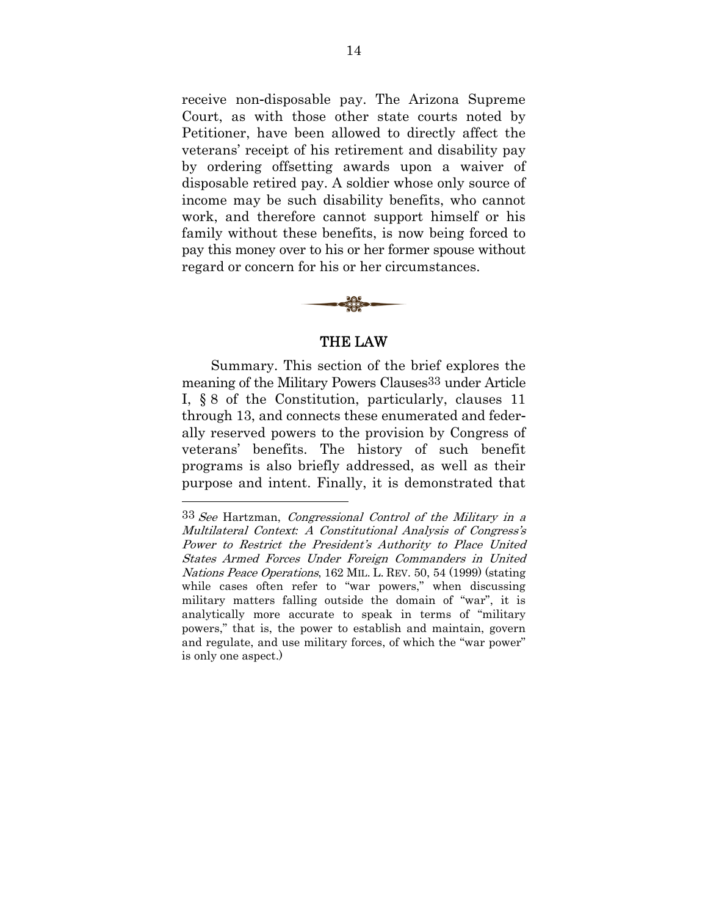receive non-disposable pay. The Arizona Supreme Court, as with those other state courts noted by Petitioner, have been allowed to directly affect the veterans' receipt of his retirement and disability pay by ordering offsetting awards upon a waiver of disposable retired pay. A soldier whose only source of income may be such disability benefits, who cannot work, and therefore cannot support himself or his family without these benefits, is now being forced to pay this money over to his or her former spouse without regard or concern for his or her circumstances.

## THE LAW

Summary. This section of the brief explores the meaning of the Military Powers Clauses[33] under Article I, § 8 of the Constitution, particularly, clauses 11 through 13, and connects these enumerated and federally reserved powers to the provision by Congress of veterans' benefits. The history of such benefit programs is also briefly addressed, as well as their purpose and intent. Finally, it is demonstrated that

---

[33] *See* Hartzman, *Congressional Control of the Military in a Multilateral Context: A Constitutional Analysis of Congress's Power to Restrict the President's Authority to Place United States Armed Forces Under Foreign Commanders in United Nations Peace Operations*, 162 MIL. L. REV. 50, 54 (1999) (stating while cases often refer to "war powers," when discussing military matters falling outside the domain of "war", it is analytically more accurate to speak in terms of "military powers," that is, the power to establish and maintain, govern and regulate, and use military forces, of which the "war power" is only one aspect.)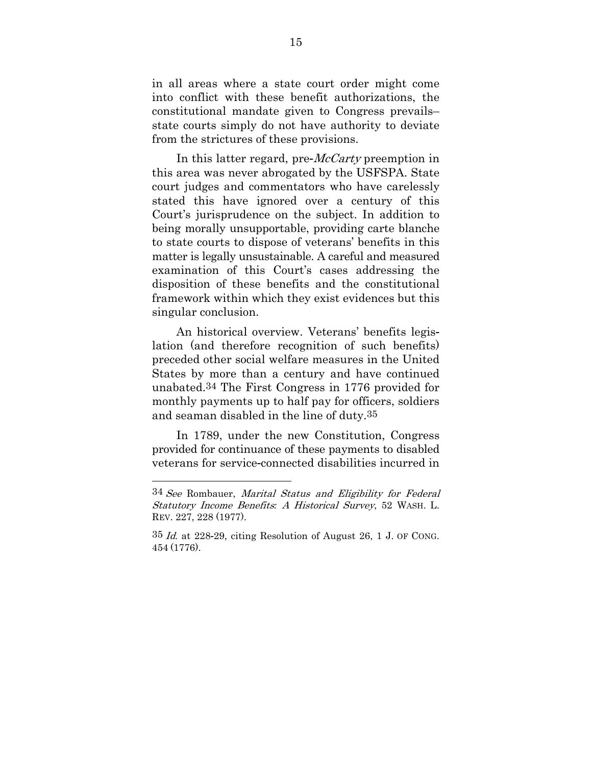in all areas where a state court order might come into conflict with these benefit authorizations, the constitutional mandate given to Congress prevails– state courts simply do not have authority to deviate from the strictures of these provisions.

In this latter regard, pre-*McCarty* preemption in this area was never abrogated by the USFSPA. State court judges and commentators who have carelessly stated this have ignored over a century of this Court's jurisprudence on the subject. In addition to being morally unsupportable, providing carte blanche to state courts to dispose of veterans' benefits in this matter is legally unsustainable. A careful and measured examination of this Court's cases addressing the disposition of these benefits and the constitutional framework within which they exist evidences but this singular conclusion.

An historical overview. Veterans' benefits legislation (and therefore recognition of such benefits) preceded other social welfare measures in the United States by more than a century and have continued unabated.[34] The First Congress in 1776 provided for monthly payments up to half pay for officers, soldiers and seaman disabled in the line of duty.[35]

In 1789, under the new Constitution, Congress provided for continuance of these payments to disabled veterans for service-connected disabilities incurred in

---

[34] *See* Rombauer, *Marital Status and Eligibility for Federal Statutory Income Benefits: A Historical Survey*, 52 WASH. L. REV. 227, 228 (1977).

[35] *Id.* at 228-29, citing Resolution of August 26, 1 J. OF CONG. 454 (1776).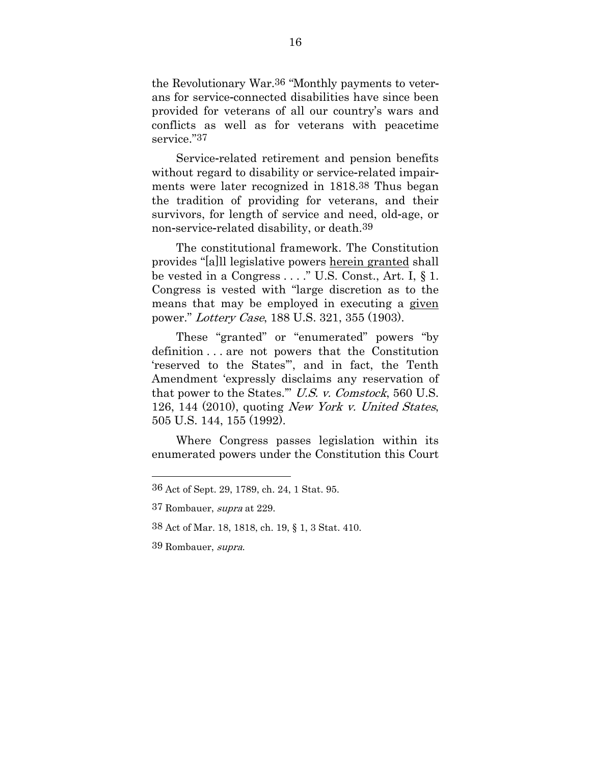the Revolutionary War.[36] "Monthly payments to veterans for service-connected disabilities have since been provided for veterans of all our country's wars and conflicts as well as for veterans with peacetime service."[37]

Service-related retirement and pension benefits without regard to disability or service-related impairments were later recognized in 1818.[38] Thus began the tradition of providing for veterans, and their survivors, for length of service and need, old-age, or non-service-related disability, or death.[39]

The constitutional framework. The Constitution provides "[a]ll legislative powers <u>herein granted</u> shall be vested in a Congress . . . ." U.S. Const., Art. I, § 1. Congress is vested with "large discretion as to the means that may be employed in executing a <u>given</u> power." *Lottery Case*, 188 U.S. 321, 355 (1903).

These "granted" or "enumerated" powers "by definition . . . are not powers that the Constitution 'reserved to the States'", and in fact, the Tenth Amendment 'expressly disclaims any reservation of that power to the States.'" *U.S. v. Comstock*, 560 U.S. 126, 144 (2010), quoting *New York v. United States*, 505 U.S. 144, 155 (1992).

Where Congress passes legislation within its enumerated powers under the Constitution this Court

---

36 Act of Sept. 29, 1789, ch. 24, 1 Stat. 95.

37 Rombauer, *supra* at 229.

38 Act of Mar. 18, 1818, ch. 19, § 1, 3 Stat. 410.

39 Rombauer, *supra*.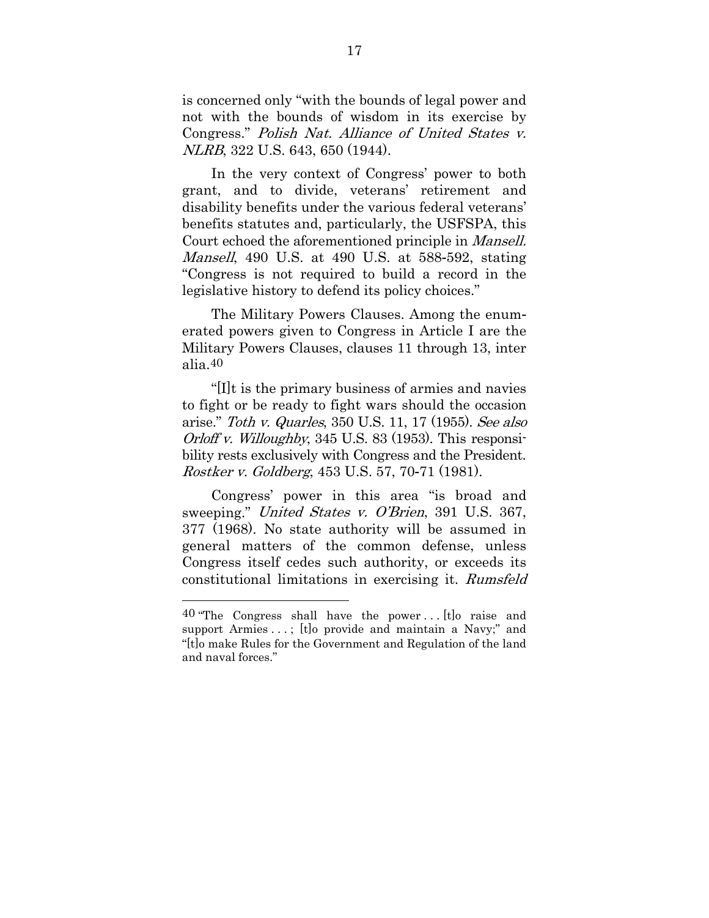is concerned only "with the bounds of legal power and not with the bounds of wisdom in its exercise by Congress." *Polish Nat. Alliance of United States v. NLRB*, 322 U.S. 643, 650 (1944).

In the very context of Congress' power to both grant, and to divide, veterans' retirement and disability benefits under the various federal veterans' benefits statutes and, particularly, the USFSPA, this Court echoed the aforementioned principle in *Mansell. Mansell*, 490 U.S. at 490 U.S. at 588-592, stating "Congress is not required to build a record in the legislative history to defend its policy choices."

The Military Powers Clauses. Among the enumerated powers given to Congress in Article I are the Military Powers Clauses, clauses 11 through 13, inter alia.[40]

"[I]t is the primary business of armies and navies to fight or be ready to fight wars should the occasion arise." *Toth v. Quarles*, 350 U.S. 11, 17 (1955). *See also Orloff v. Willoughby*, 345 U.S. 83 (1953). This responsibility rests exclusively with Congress and the President. *Rostker v. Goldberg*, 453 U.S. 57, 70-71 (1981).

Congress' power in this area "is broad and sweeping." *United States v. O'Brien*, 391 U.S. 367, 377 (1968). No state authority will be assumed in general matters of the common defense, unless Congress itself cedes such authority, or exceeds its constitutional limitations in exercising it. *Rumsfeld*

---

[40] "The Congress shall have the power . . . [t]o raise and support Armies . . . ; [t]o provide and maintain a Navy;" and "[t]o make Rules for the Government and Regulation of the land and naval forces."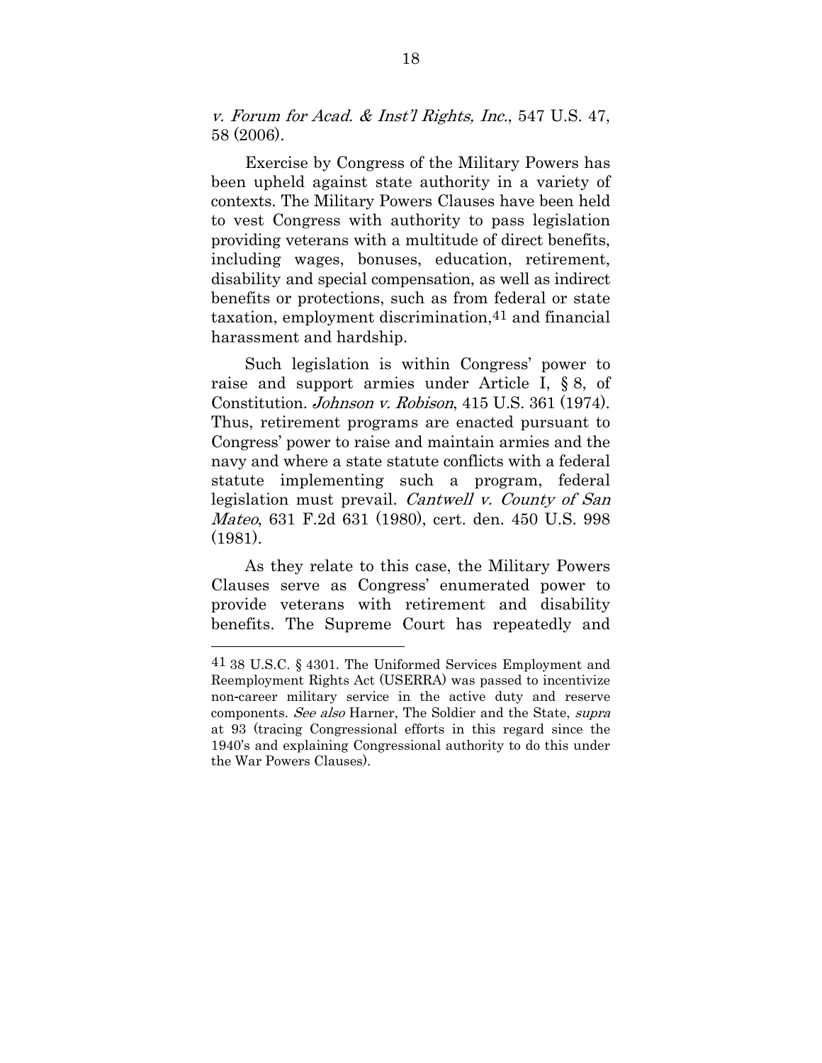*v. Forum for Acad. & Inst'l Rights, Inc.*, 547 U.S. 47, 58 (2006).

Exercise by Congress of the Military Powers has been upheld against state authority in a variety of contexts. The Military Powers Clauses have been held to vest Congress with authority to pass legislation providing veterans with a multitude of direct benefits, including wages, bonuses, education, retirement, disability and special compensation, as well as indirect benefits or protections, such as from federal or state taxation, employment discrimination,[41] and financial harassment and hardship.

Such legislation is within Congress' power to raise and support armies under Article I, § 8, of Constitution. *Johnson v. Robison*, 415 U.S. 361 (1974). Thus, retirement programs are enacted pursuant to Congress' power to raise and maintain armies and the navy and where a state statute conflicts with a federal statute implementing such a program, federal legislation must prevail. *Cantwell v. County of San Mateo*, 631 F.2d 631 (1980), cert. den. 450 U.S. 998 (1981).

As they relate to this case, the Military Powers Clauses serve as Congress' enumerated power to provide veterans with retirement and disability benefits. The Supreme Court has repeatedly and

---

[41] 38 U.S.C. § 4301. The Uniformed Services Employment and Reemployment Rights Act (USERRA) was passed to incentivize non-career military service in the active duty and reserve components. *See also* Harner, The Soldier and the State, *supra* at 93 (tracing Congressional efforts in this regard since the 1940's and explaining Congressional authority to do this under the War Powers Clauses).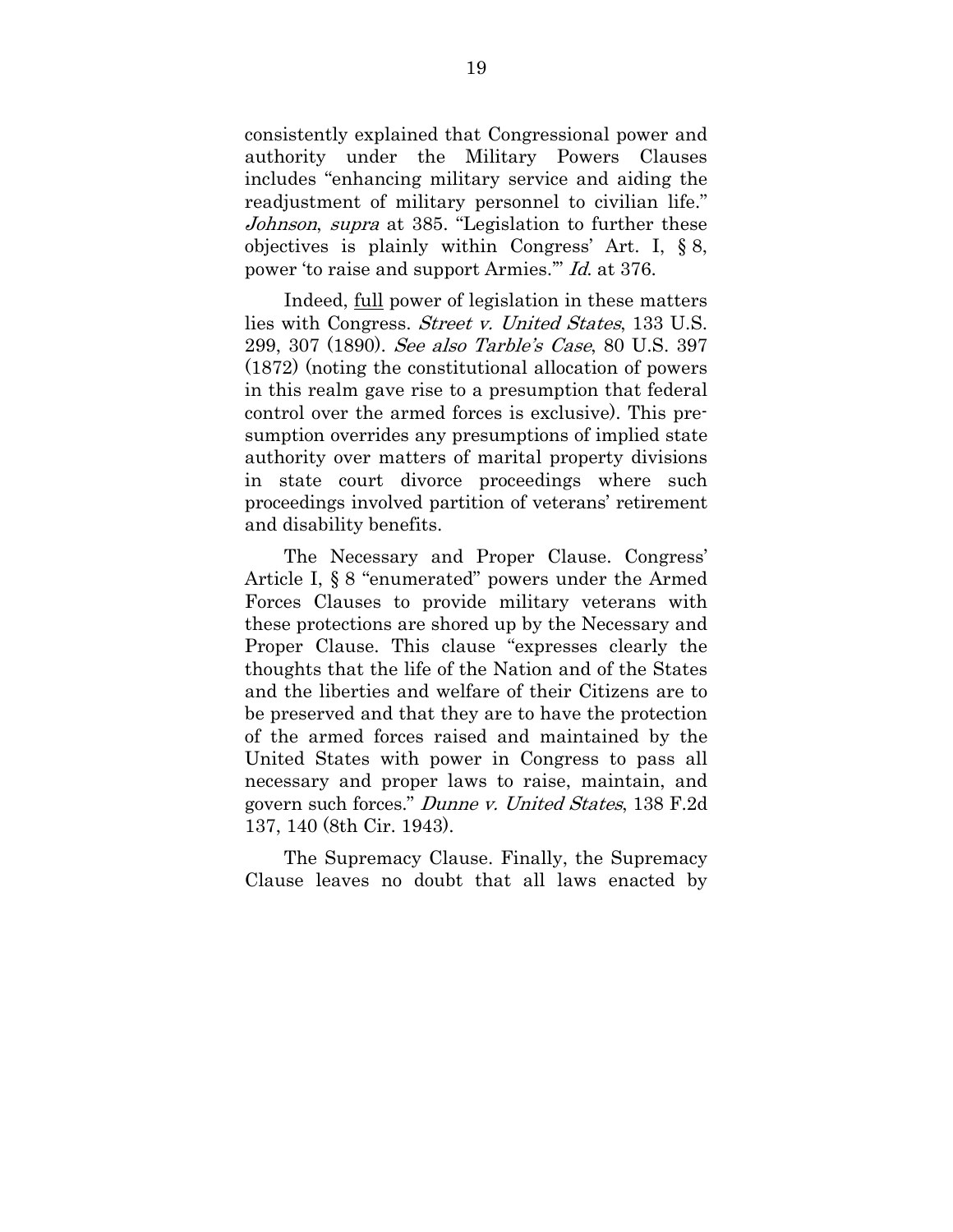consistently explained that Congressional power and authority under the Military Powers Clauses includes "enhancing military service and aiding the readjustment of military personnel to civilian life." *Johnson*, *supra* at 385. "Legislation to further these objectives is plainly within Congress' Art. I, § 8, power 'to raise and support Armies.'" *Id.* at 376.

Indeed, <u>full</u> power of legislation in these matters lies with Congress. *Street v. United States*, 133 U.S. 299, 307 (1890). *See also Tarble's Case*, 80 U.S. 397 (1872) (noting the constitutional allocation of powers in this realm gave rise to a presumption that federal control over the armed forces is exclusive). This presumption overrides any presumptions of implied state authority over matters of marital property divisions in state court divorce proceedings where such proceedings involved partition of veterans' retirement and disability benefits.

The Necessary and Proper Clause. Congress' Article I, § 8 "enumerated" powers under the Armed Forces Clauses to provide military veterans with these protections are shored up by the Necessary and Proper Clause. This clause "expresses clearly the thoughts that the life of the Nation and of the States and the liberties and welfare of their Citizens are to be preserved and that they are to have the protection of the armed forces raised and maintained by the United States with power in Congress to pass all necessary and proper laws to raise, maintain, and govern such forces." *Dunne v. United States*, 138 F.2d 137, 140 (8th Cir. 1943).

The Supremacy Clause. Finally, the Supremacy Clause leaves no doubt that all laws enacted by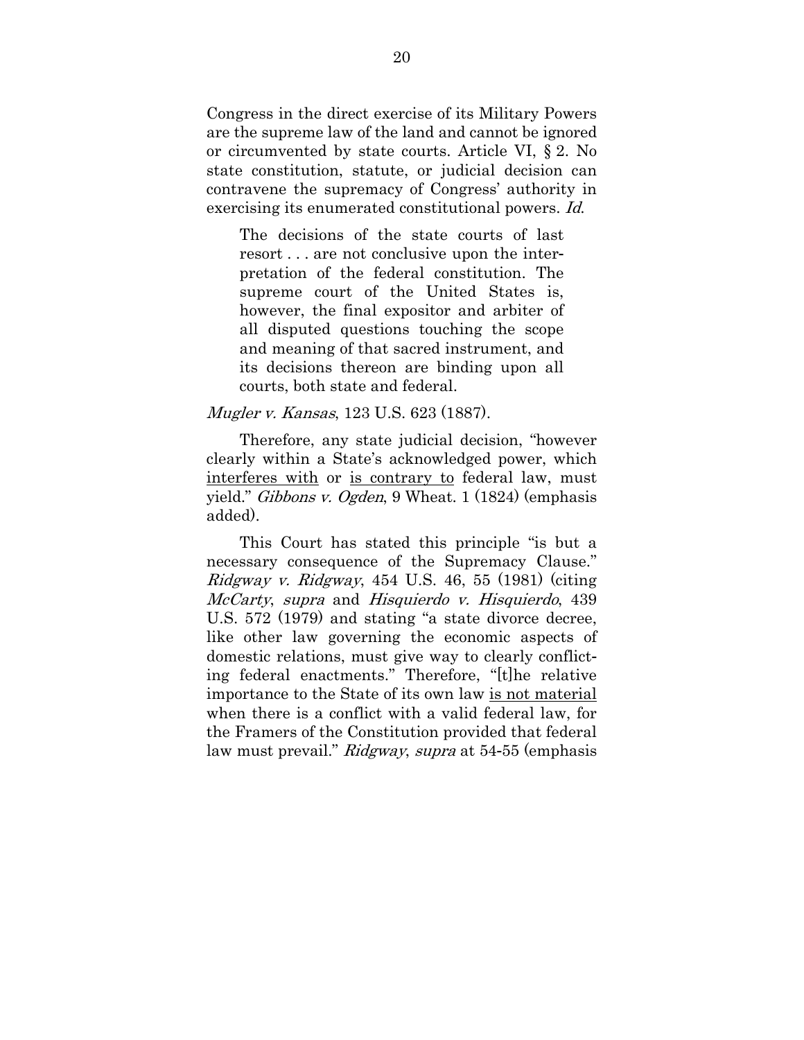Congress in the direct exercise of its Military Powers are the supreme law of the land and cannot be ignored or circumvented by state courts. Article VI, § 2. No state constitution, statute, or judicial decision can contravene the supremacy of Congress' authority in exercising its enumerated constitutional powers. *Id.*

> The decisions of the state courts of last resort . . . are not conclusive upon the interpretation of the federal constitution. The supreme court of the United States is, however, the final expositor and arbiter of all disputed questions touching the scope and meaning of that sacred instrument, and its decisions thereon are binding upon all courts, both state and federal.

*Mugler v. Kansas*, 123 U.S. 623 (1887).

Therefore, any state judicial decision, "however clearly within a State's acknowledged power, which <u>interferes with</u> or <u>is contrary to</u> federal law, must yield." *Gibbons v. Ogden*, 9 Wheat. 1 (1824) (emphasis added).

This Court has stated this principle "is but a necessary consequence of the Supremacy Clause." *Ridgway v. Ridgway*, 454 U.S. 46, 55 (1981) (citing *McCarty*, *supra* and *Hisquierdo v. Hisquierdo*, 439 U.S. 572 (1979) and stating "a state divorce decree, like other law governing the economic aspects of domestic relations, must give way to clearly conflicting federal enactments." Therefore, "[t]he relative importance to the State of its own law <u>is not material</u> when there is a conflict with a valid federal law, for the Framers of the Constitution provided that federal law must prevail." *Ridgway*, *supra* at 54-55 (emphasis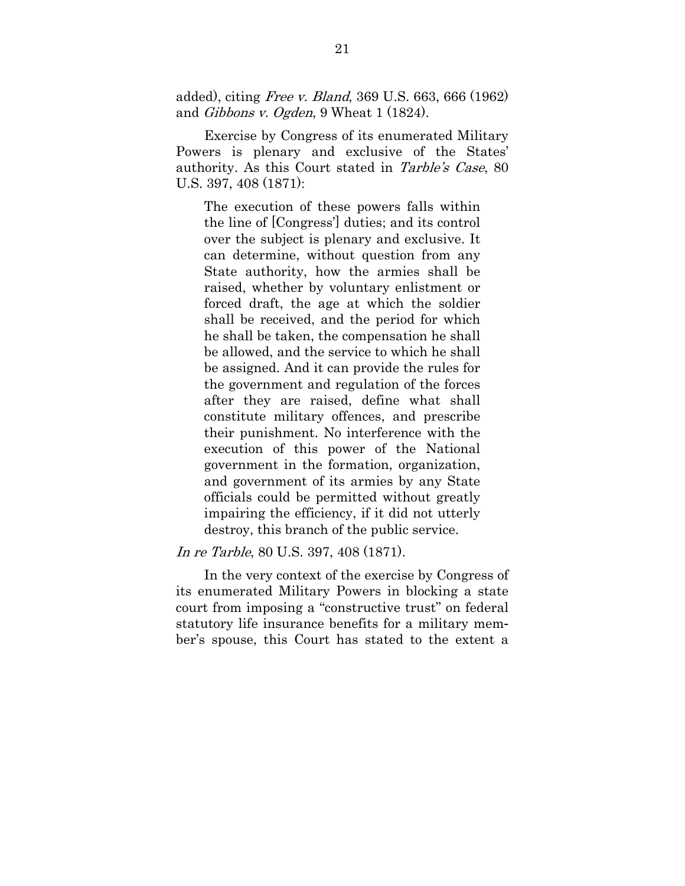added), citing *Free v. Bland*, 369 U.S. 663, 666 (1962) and *Gibbons v. Ogden*, 9 Wheat 1 (1824).

Exercise by Congress of its enumerated Military Powers is plenary and exclusive of the States' authority. As this Court stated in *Tarble's Case*, 80 U.S. 397, 408 (1871):

> The execution of these powers falls within the line of [Congress'] duties; and its control over the subject is plenary and exclusive. It can determine, without question from any State authority, how the armies shall be raised, whether by voluntary enlistment or forced draft, the age at which the soldier shall be received, and the period for which he shall be taken, the compensation he shall be allowed, and the service to which he shall be assigned. And it can provide the rules for the government and regulation of the forces after they are raised, define what shall constitute military offences, and prescribe their punishment. No interference with the execution of this power of the National government in the formation, organization, and government of its armies by any State officials could be permitted without greatly impairing the efficiency, if it did not utterly destroy, this branch of the public service.

*In re Tarble*, 80 U.S. 397, 408 (1871).

In the very context of the exercise by Congress of its enumerated Military Powers in blocking a state court from imposing a "constructive trust" on federal statutory life insurance benefits for a military member's spouse, this Court has stated to the extent a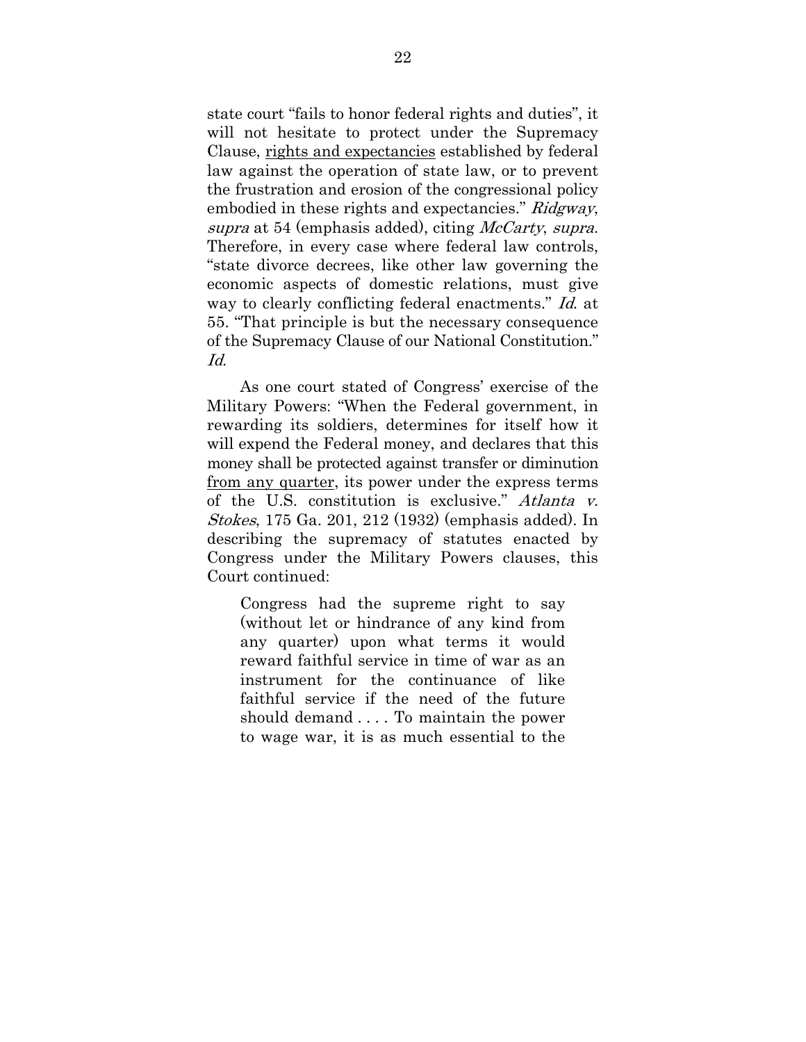state court "fails to honor federal rights and duties", it will not hesitate to protect under the Supremacy Clause, <u>rights and expectancies</u> established by federal law against the operation of state law, or to prevent the frustration and erosion of the congressional policy embodied in these rights and expectancies." *Ridgway*, *supra* at 54 (emphasis added), citing *McCarty*, *supra*. Therefore, in every case where federal law controls, "state divorce decrees, like other law governing the economic aspects of domestic relations, must give way to clearly conflicting federal enactments." *Id.* at 55. "That principle is but the necessary consequence of the Supremacy Clause of our National Constitution." *Id.*

As one court stated of Congress' exercise of the Military Powers: "When the Federal government, in rewarding its soldiers, determines for itself how it will expend the Federal money, and declares that this money shall be protected against transfer or diminution <u>from any quarter</u>, its power under the express terms of the U.S. constitution is exclusive." *Atlanta v. Stokes*, 175 Ga. 201, 212 (1932) (emphasis added). In describing the supremacy of statutes enacted by Congress under the Military Powers clauses, this Court continued:

> Congress had the supreme right to say (without let or hindrance of any kind from any quarter) upon what terms it would reward faithful service in time of war as an instrument for the continuance of like faithful service if the need of the future should demand . . . . To maintain the power to wage war, it is as much essential to the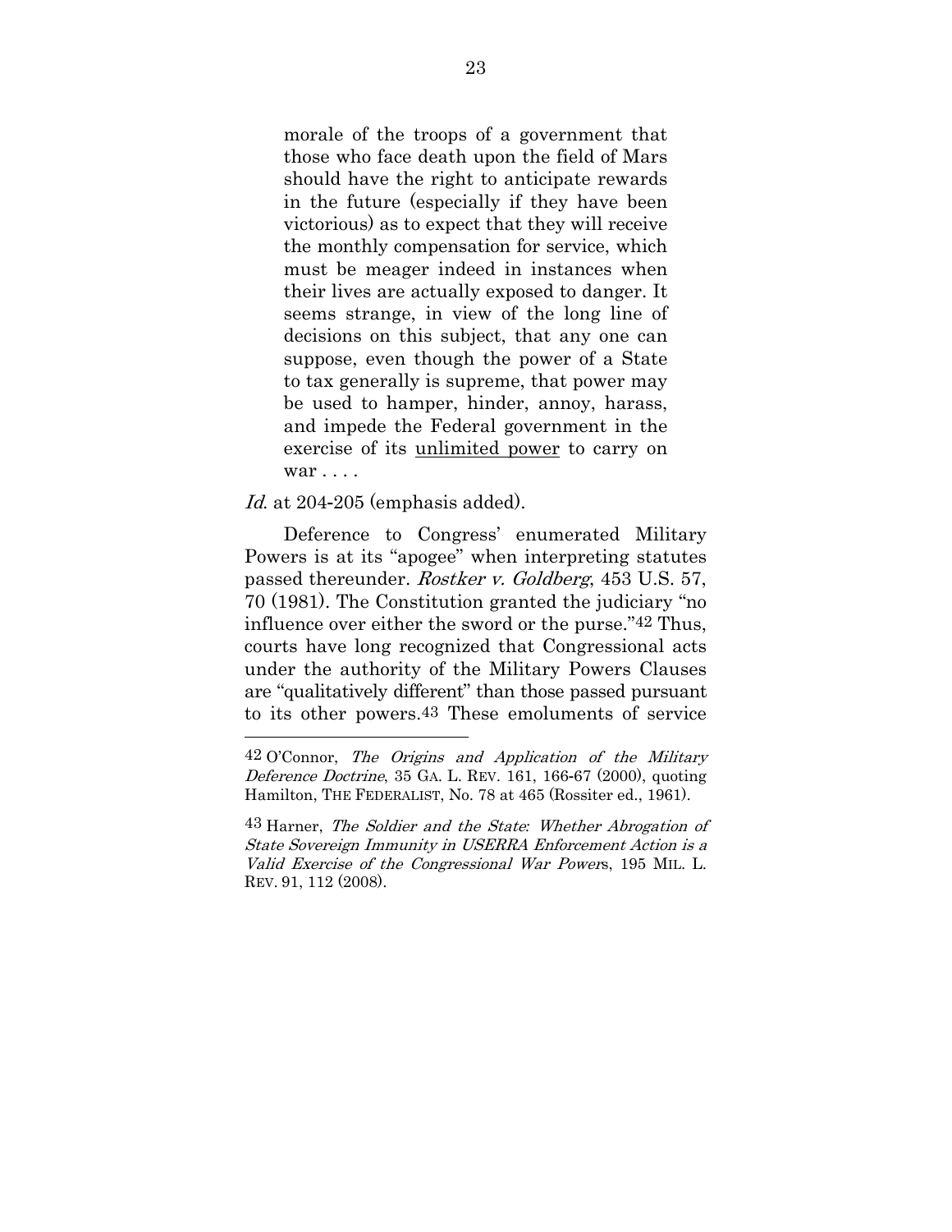> morale of the troops of a government that those who face death upon the field of Mars should have the right to anticipate rewards in the future (especially if they have been victorious) as to expect that they will receive the monthly compensation for service, which must be meager indeed in instances when their lives are actually exposed to danger. It seems strange, in view of the long line of decisions on this subject, that any one can suppose, even though the power of a State to tax generally is supreme, that power may be used to hamper, hinder, annoy, harass, and impede the Federal government in the exercise of its <u>unlimited power</u> to carry on war . . . .

*Id.* at 204-205 (emphasis added).

Deference to Congress' enumerated Military Powers is at its "apogee" when interpreting statutes passed thereunder. *Rostker v. Goldberg*, 453 U.S. 57, 70 (1981). The Constitution granted the judiciary "no influence over either the sword or the purse."[42] Thus, courts have long recognized that Congressional acts under the authority of the Military Powers Clauses are "qualitatively different" than those passed pursuant to its other powers.[43] These emoluments of service

---

[42] O'Connor, *The Origins and Application of the Military Deference Doctrine*, 35 GA. L. REV. 161, 166-67 (2000), quoting Hamilton, THE FEDERALIST, No. 78 at 465 (Rossiter ed., 1961).

[43] Harner, *The Soldier and the State: Whether Abrogation of State Sovereign Immunity in USERRA Enforcement Action is a Valid Exercise of the Congressional War Powers*, 195 MIL. L. REV. 91, 112 (2008).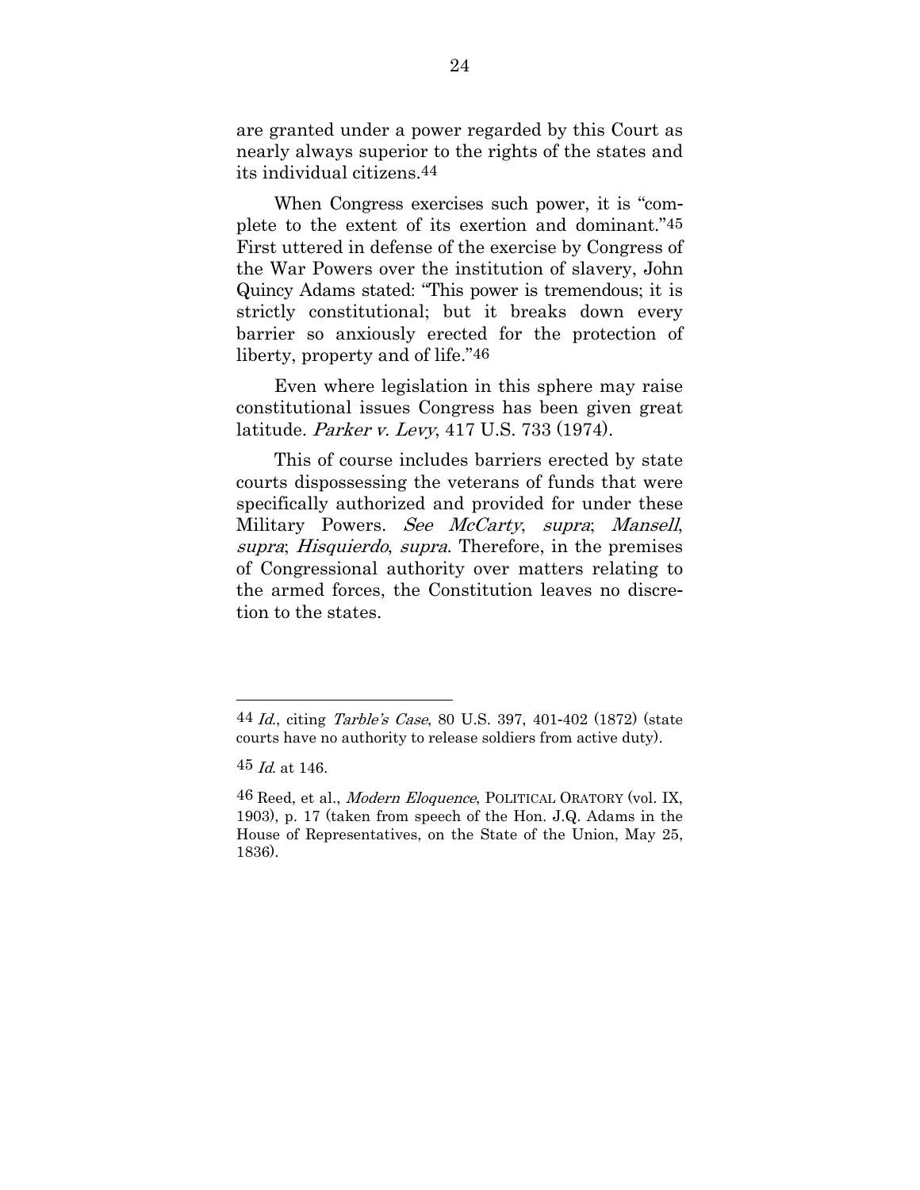are granted under a power regarded by this Court as nearly always superior to the rights of the states and its individual citizens.[44]

When Congress exercises such power, it is "complete to the extent of its exertion and dominant."[45] First uttered in defense of the exercise by Congress of the War Powers over the institution of slavery, John Quincy Adams stated: "This power is tremendous; it is strictly constitutional; but it breaks down every barrier so anxiously erected for the protection of liberty, property and of life."[46]

Even where legislation in this sphere may raise constitutional issues Congress has been given great latitude. *Parker v. Levy*, 417 U.S. 733 (1974).

This of course includes barriers erected by state courts dispossessing the veterans of funds that were specifically authorized and provided for under these Military Powers. *See McCarty*, *supra*; *Mansell*, *supra*; *Hisquierdo*, *supra*. Therefore, in the premises of Congressional authority over matters relating to the armed forces, the Constitution leaves no discretion to the states.

---

[44] *Id.*, citing *Tarble's Case*, 80 U.S. 397, 401-402 (1872) (state courts have no authority to release soldiers from active duty).

[45] *Id.* at 146.

[46] Reed, et al., *Modern Eloquence*, POLITICAL ORATORY (vol. IX, 1903), p. 17 (taken from speech of the Hon. J.Q. Adams in the House of Representatives, on the State of the Union, May 25, 1836).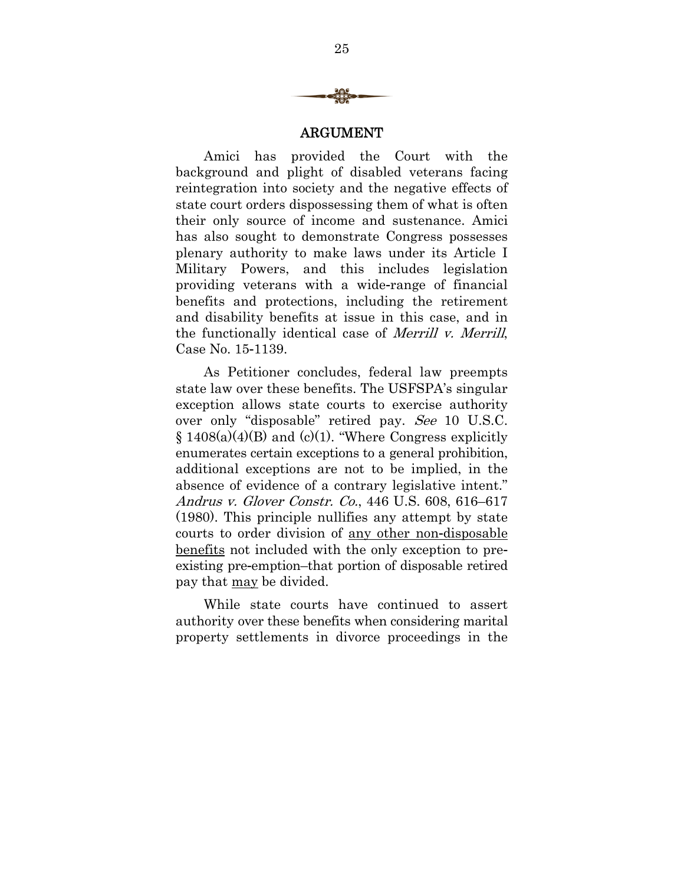## ARGUMENT

Amici has provided the Court with the background and plight of disabled veterans facing reintegration into society and the negative effects of state court orders dispossessing them of what is often their only source of income and sustenance. Amici has also sought to demonstrate Congress possesses plenary authority to make laws under its Article I Military Powers, and this includes legislation providing veterans with a wide-range of financial benefits and protections, including the retirement and disability benefits at issue in this case, and in the functionally identical case of *Merrill v. Merrill*, Case No. 15-1139.

As Petitioner concludes, federal law preempts state law over these benefits. The USFSPA's singular exception allows state courts to exercise authority over only "disposable" retired pay. *See* 10 U.S.C. § 1408(a)(4)(B) and (c)(1). "Where Congress explicitly enumerates certain exceptions to a general prohibition, additional exceptions are not to be implied, in the absence of evidence of a contrary legislative intent." *Andrus v. Glover Constr. Co.*, 446 U.S. 608, 616–617 (1980). This principle nullifies any attempt by state courts to order division of <u>any other non-disposable benefits</u> not included with the only exception to pre-existing pre-emption–that portion of disposable retired pay that <u>may</u> be divided.

While state courts have continued to assert authority over these benefits when considering marital property settlements in divorce proceedings in the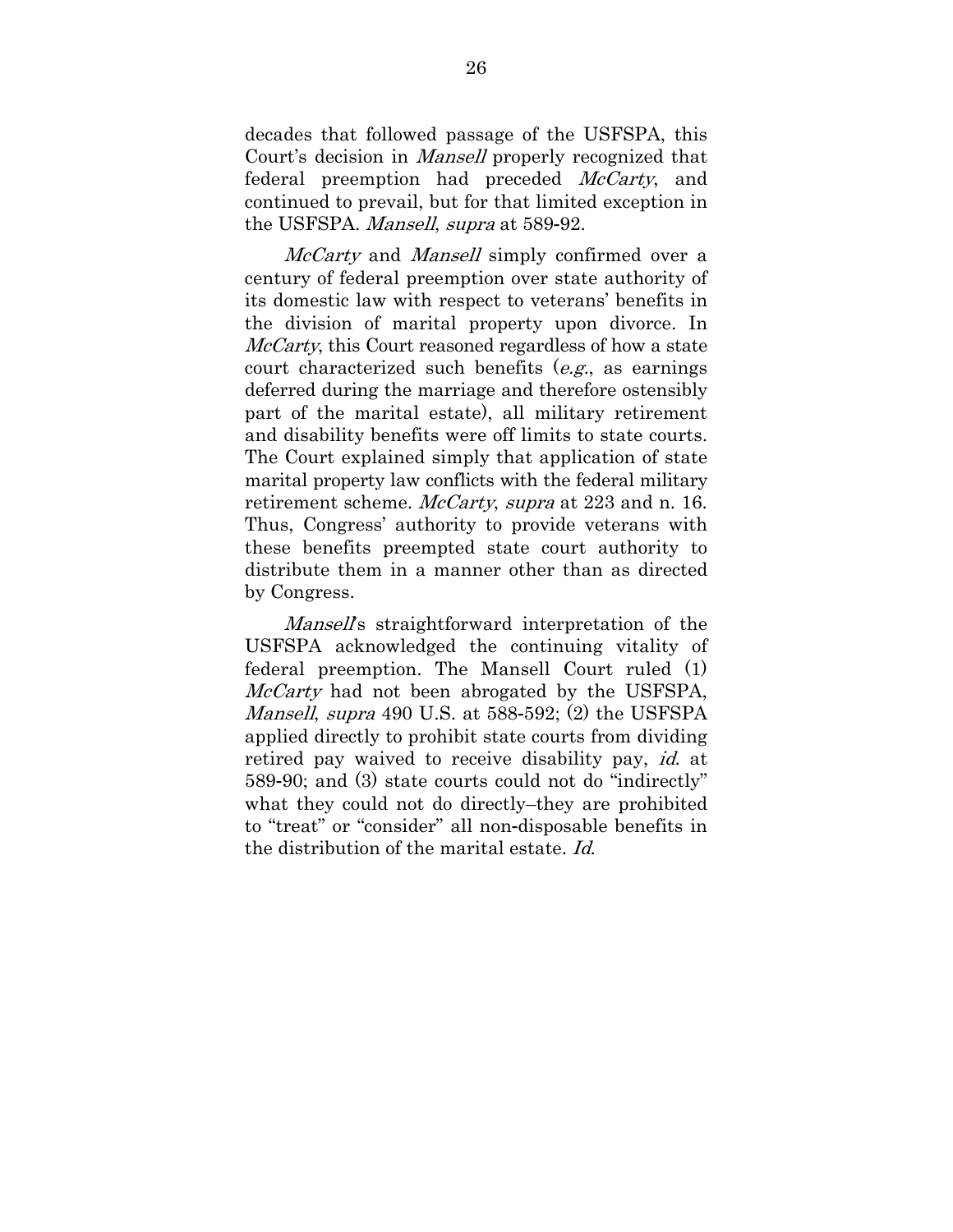decades that followed passage of the USFSPA, this Court's decision in *Mansell* properly recognized that federal preemption had preceded *McCarty*, and continued to prevail, but for that limited exception in the USFSPA. *Mansell*, *supra* at 589-92.

*McCarty* and *Mansell* simply confirmed over a century of federal preemption over state authority of its domestic law with respect to veterans' benefits in the division of marital property upon divorce. In *McCarty*, this Court reasoned regardless of how a state court characterized such benefits (*e.g.*, as earnings deferred during the marriage and therefore ostensibly part of the marital estate), all military retirement and disability benefits were off limits to state courts. The Court explained simply that application of state marital property law conflicts with the federal military retirement scheme. *McCarty*, *supra* at 223 and n. 16. Thus, Congress' authority to provide veterans with these benefits preempted state court authority to distribute them in a manner other than as directed by Congress.

*Mansell*'s straightforward interpretation of the USFSPA acknowledged the continuing vitality of federal preemption. The Mansell Court ruled (1) *McCarty* had not been abrogated by the USFSPA, *Mansell*, *supra* 490 U.S. at 588-592; (2) the USFSPA applied directly to prohibit state courts from dividing retired pay waived to receive disability pay, *id.* at 589-90; and (3) state courts could not do "indirectly" what they could not do directly–they are prohibited to "treat" or "consider" all non-disposable benefits in the distribution of the marital estate. *Id.*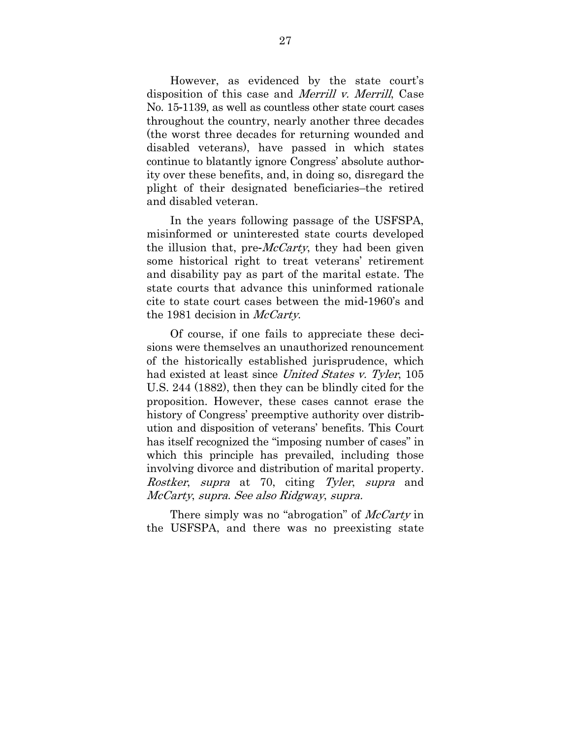However, as evidenced by the state court's disposition of this case and *Merrill v. Merrill*, Case No. 15-1139, as well as countless other state court cases throughout the country, nearly another three decades (the worst three decades for returning wounded and disabled veterans), have passed in which states continue to blatantly ignore Congress' absolute authority over these benefits, and, in doing so, disregard the plight of their designated beneficiaries–the retired and disabled veteran.

In the years following passage of the USFSPA, misinformed or uninterested state courts developed the illusion that, pre-*McCarty*, they had been given some historical right to treat veterans' retirement and disability pay as part of the marital estate. The state courts that advance this uninformed rationale cite to state court cases between the mid-1960's and the 1981 decision in *McCarty*.

Of course, if one fails to appreciate these decisions were themselves an unauthorized renouncement of the historically established jurisprudence, which had existed at least since *United States v. Tyler*, 105 U.S. 244 (1882), then they can be blindly cited for the proposition. However, these cases cannot erase the history of Congress' preemptive authority over distribution and disposition of veterans' benefits. This Court has itself recognized the "imposing number of cases" in which this principle has prevailed, including those involving divorce and distribution of marital property. *Rostker*, *supra* at 70, citing *Tyler*, *supra* and *McCarty*, *supra*. *See also Ridgway*, *supra.*

There simply was no "abrogation" of *McCarty* in the USFSPA, and there was no preexisting state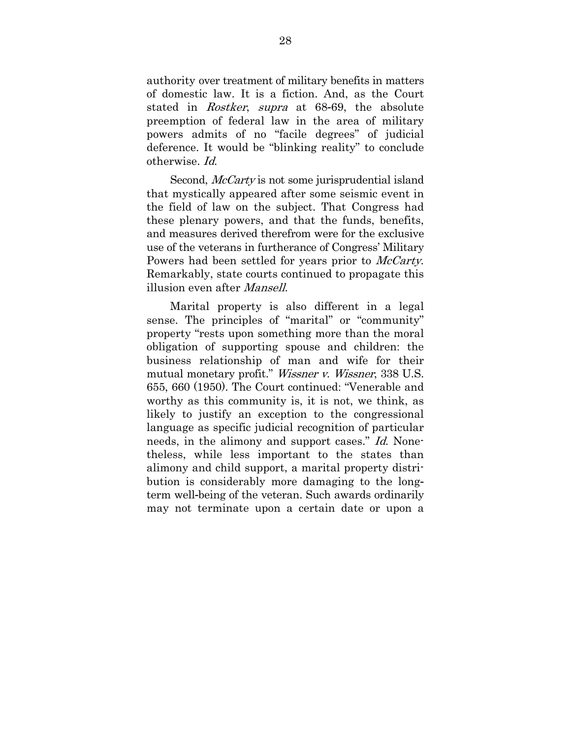authority over treatment of military benefits in matters of domestic law. It is a fiction. And, as the Court stated in *Rostker*, *supra* at 68-69, the absolute preemption of federal law in the area of military powers admits of no "facile degrees" of judicial deference. It would be "blinking reality" to conclude otherwise. *Id.*

Second, *McCarty* is not some jurisprudential island that mystically appeared after some seismic event in the field of law on the subject. That Congress had these plenary powers, and that the funds, benefits, and measures derived therefrom were for the exclusive use of the veterans in furtherance of Congress' Military Powers had been settled for years prior to *McCarty*. Remarkably, state courts continued to propagate this illusion even after *Mansell*.

Marital property is also different in a legal sense. The principles of "marital" or "community" property "rests upon something more than the moral obligation of supporting spouse and children: the business relationship of man and wife for their mutual monetary profit." *Wissner v. Wissner*, 338 U.S. 655, 660 (1950). The Court continued: "Venerable and worthy as this community is, it is not, we think, as likely to justify an exception to the congressional language as specific judicial recognition of particular needs, in the alimony and support cases." *Id.* Nonetheless, while less important to the states than alimony and child support, a marital property distribution is considerably more damaging to the long-term well-being of the veteran. Such awards ordinarily may not terminate upon a certain date or upon a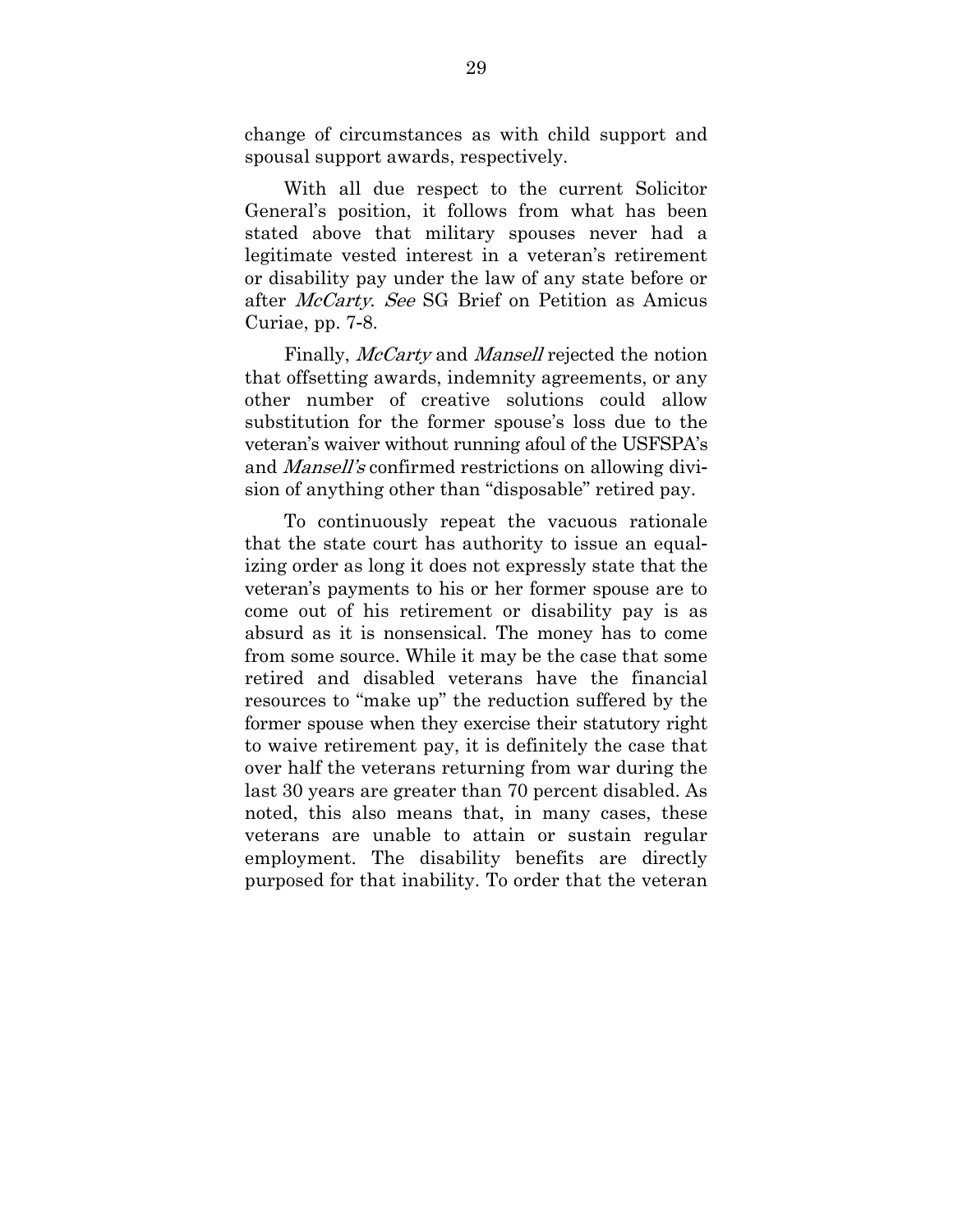change of circumstances as with child support and spousal support awards, respectively.

With all due respect to the current Solicitor General's position, it follows from what has been stated above that military spouses never had a legitimate vested interest in a veteran's retirement or disability pay under the law of any state before or after *McCarty*. *See* SG Brief on Petition as Amicus Curiae, pp. 7-8.

Finally, *McCarty* and *Mansell* rejected the notion that offsetting awards, indemnity agreements, or any other number of creative solutions could allow substitution for the former spouse's loss due to the veteran's waiver without running afoul of the USFSPA's and *Mansell's* confirmed restrictions on allowing division of anything other than "disposable" retired pay.

To continuously repeat the vacuous rationale that the state court has authority to issue an equalizing order as long it does not expressly state that the veteran's payments to his or her former spouse are to come out of his retirement or disability pay is as absurd as it is nonsensical. The money has to come from some source. While it may be the case that some retired and disabled veterans have the financial resources to "make up" the reduction suffered by the former spouse when they exercise their statutory right to waive retirement pay, it is definitely the case that over half the veterans returning from war during the last 30 years are greater than 70 percent disabled. As noted, this also means that, in many cases, these veterans are unable to attain or sustain regular employment. The disability benefits are directly purposed for that inability. To order that the veteran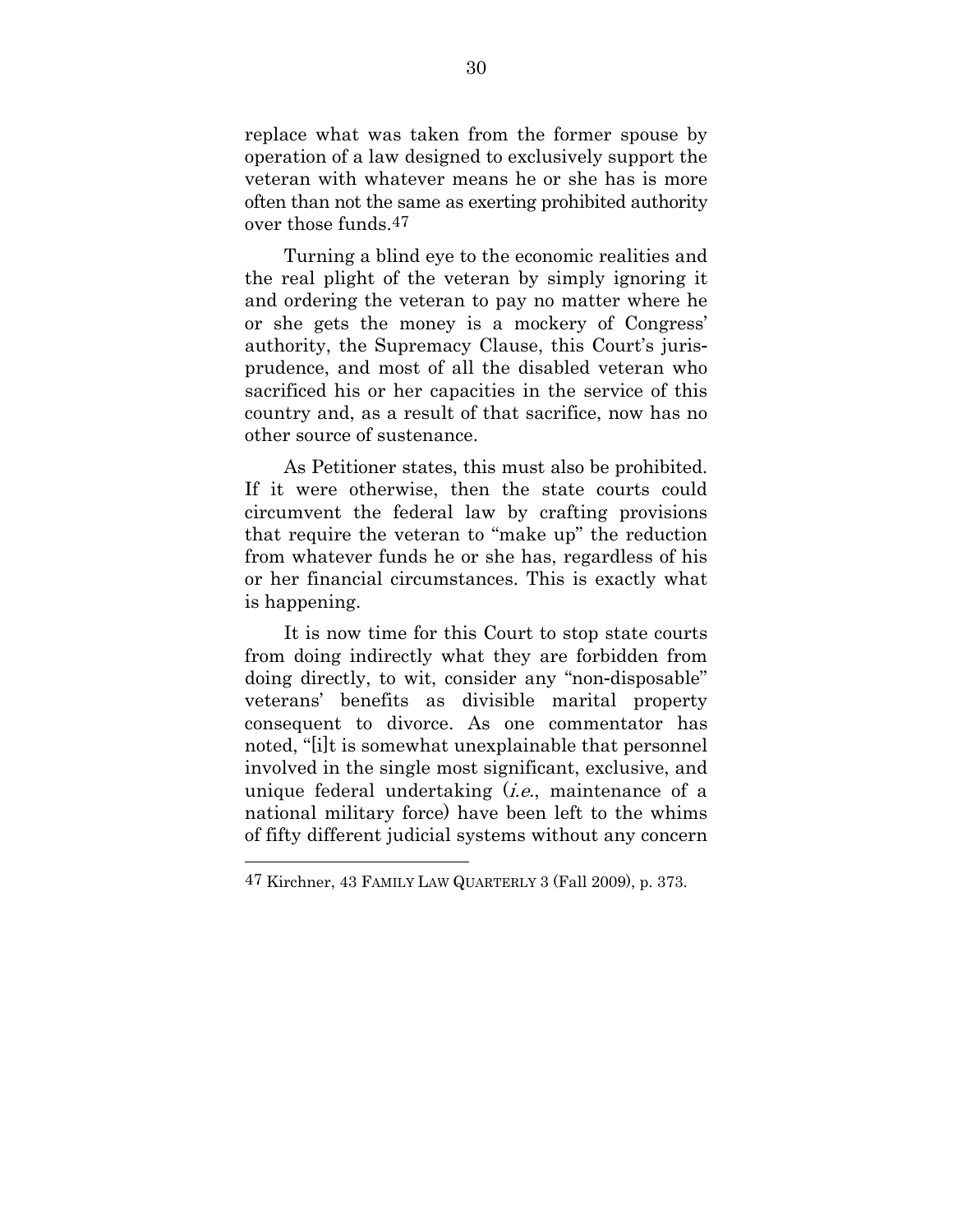replace what was taken from the former spouse by operation of a law designed to exclusively support the veteran with whatever means he or she has is more often than not the same as exerting prohibited authority over those funds.[47]

Turning a blind eye to the economic realities and the real plight of the veteran by simply ignoring it and ordering the veteran to pay no matter where he or she gets the money is a mockery of Congress' authority, the Supremacy Clause, this Court's jurisprudence, and most of all the disabled veteran who sacrificed his or her capacities in the service of this country and, as a result of that sacrifice, now has no other source of sustenance.

As Petitioner states, this must also be prohibited. If it were otherwise, then the state courts could circumvent the federal law by crafting provisions that require the veteran to "make up" the reduction from whatever funds he or she has, regardless of his or her financial circumstances. This is exactly what is happening.

It is now time for this Court to stop state courts from doing indirectly what they are forbidden from doing directly, to wit, consider any "non-disposable" veterans' benefits as divisible marital property consequent to divorce. As one commentator has noted, "[i]t is somewhat unexplainable that personnel involved in the single most significant, exclusive, and unique federal undertaking (*i.e.*, maintenance of a national military force) have been left to the whims of fifty different judicial systems without any concern

---

47 Kirchner, 43 Family Law Quarterly 3 (Fall 2009), p. 373.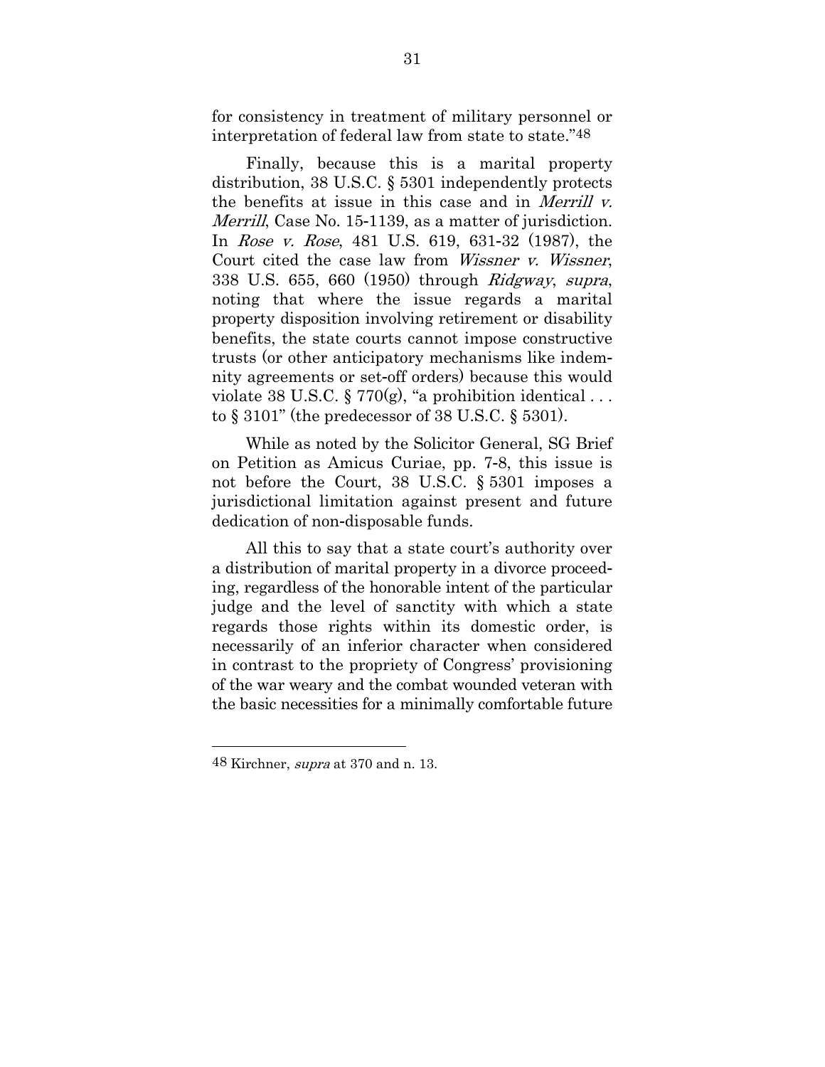for consistency in treatment of military personnel or interpretation of federal law from state to state."[48]

Finally, because this is a marital property distribution, 38 U.S.C. § 5301 independently protects the benefits at issue in this case and in *Merrill v. Merrill*, Case No. 15-1139, as a matter of jurisdiction. In *Rose v. Rose*, 481 U.S. 619, 631-32 (1987), the Court cited the case law from *Wissner v. Wissner*, 338 U.S. 655, 660 (1950) through *Ridgway*, *supra*, noting that where the issue regards a marital property disposition involving retirement or disability benefits, the state courts cannot impose constructive trusts (or other anticipatory mechanisms like indemnity agreements or set-off orders) because this would violate 38 U.S.C. § 770(g), "a prohibition identical . . . to § 3101" (the predecessor of 38 U.S.C. § 5301).

While as noted by the Solicitor General, SG Brief on Petition as Amicus Curiae, pp. 7-8, this issue is not before the Court, 38 U.S.C. § 5301 imposes a jurisdictional limitation against present and future dedication of non-disposable funds.

All this to say that a state court's authority over a distribution of marital property in a divorce proceeding, regardless of the honorable intent of the particular judge and the level of sanctity with which a state regards those rights within its domestic order, is necessarily of an inferior character when considered in contrast to the propriety of Congress' provisioning of the war weary and the combat wounded veteran with the basic necessities for a minimally comfortable future

---

[48] Kirchner, *supra* at 370 and n. 13.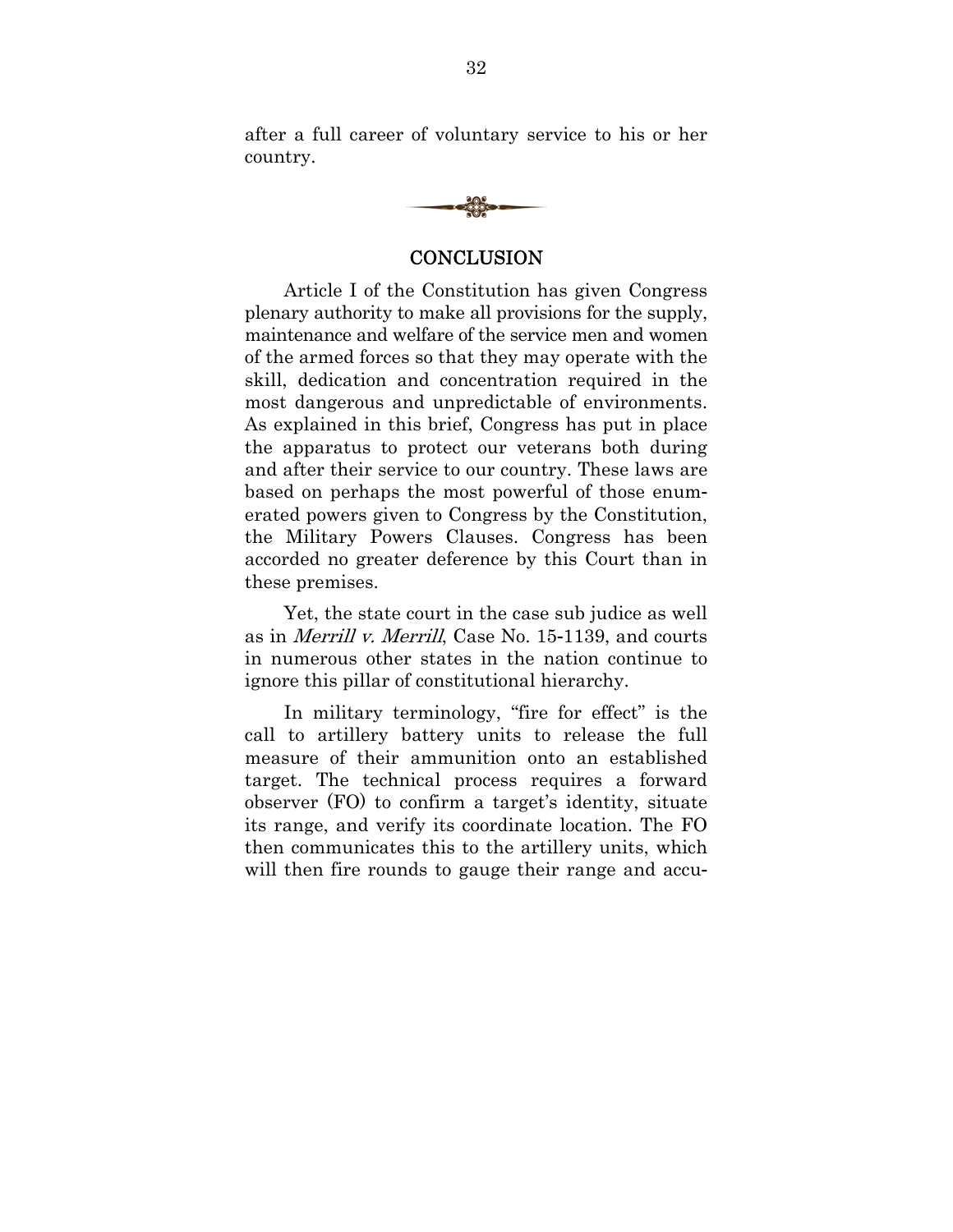after a full career of voluntary service to his or her country.

## CONCLUSION

Article I of the Constitution has given Congress plenary authority to make all provisions for the supply, maintenance and welfare of the service men and women of the armed forces so that they may operate with the skill, dedication and concentration required in the most dangerous and unpredictable of environments. As explained in this brief, Congress has put in place the apparatus to protect our veterans both during and after their service to our country. These laws are based on perhaps the most powerful of those enumerated powers given to Congress by the Constitution, the Military Powers Clauses. Congress has been accorded no greater deference by this Court than in these premises.

Yet, the state court in the case sub judice as well as in *Merrill v. Merrill*, Case No. 15-1139, and courts in numerous other states in the nation continue to ignore this pillar of constitutional hierarchy.

In military terminology, "fire for effect" is the call to artillery battery units to release the full measure of their ammunition onto an established target. The technical process requires a forward observer (FO) to confirm a target's identity, situate its range, and verify its coordinate location. The FO then communicates this to the artillery units, which will then fire rounds to gauge their range and accu-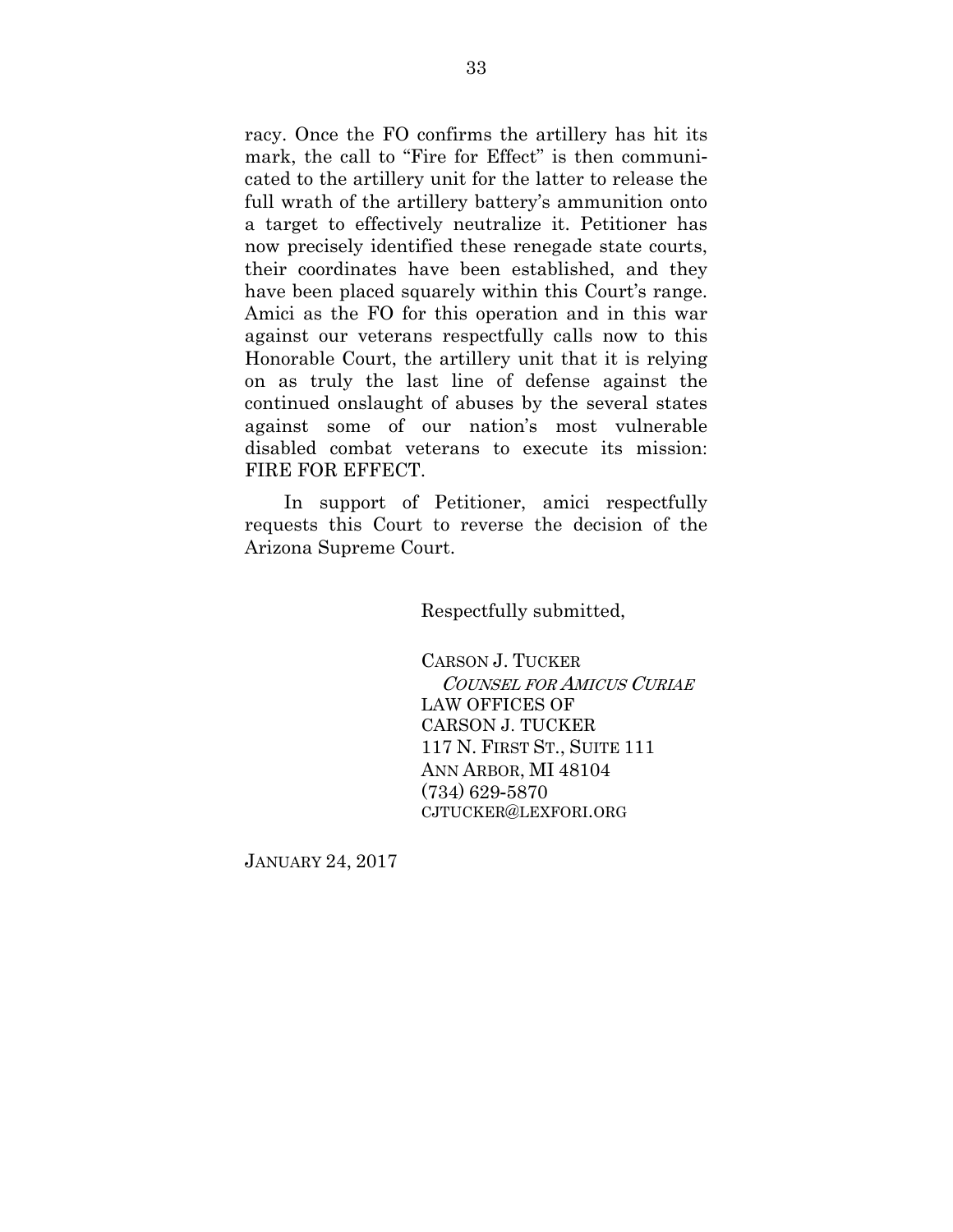racy. Once the FO confirms the artillery has hit its mark, the call to "Fire for Effect" is then communicated to the artillery unit for the latter to release the full wrath of the artillery battery's ammunition onto a target to effectively neutralize it. Petitioner has now precisely identified these renegade state courts, their coordinates have been established, and they have been placed squarely within this Court's range. Amici as the FO for this operation and in this war against our veterans respectfully calls now to this Honorable Court, the artillery unit that it is relying on as truly the last line of defense against the continued onslaught of abuses by the several states against some of our nation's most vulnerable disabled combat veterans to execute its mission: FIRE FOR EFFECT.

In support of Petitioner, amici respectfully requests this Court to reverse the decision of the Arizona Supreme Court.

Respectfully submitted,

CARSON J. TUCKER
*COUNSEL FOR AMICUS CURIAE*
LAW OFFICES OF
CARSON J. TUCKER
117 N. FIRST ST., SUITE 111
ANN ARBOR, MI 48104
(734) 629-5870
CJTUCKER@LEXFORI.ORG

JANUARY 24, 2017